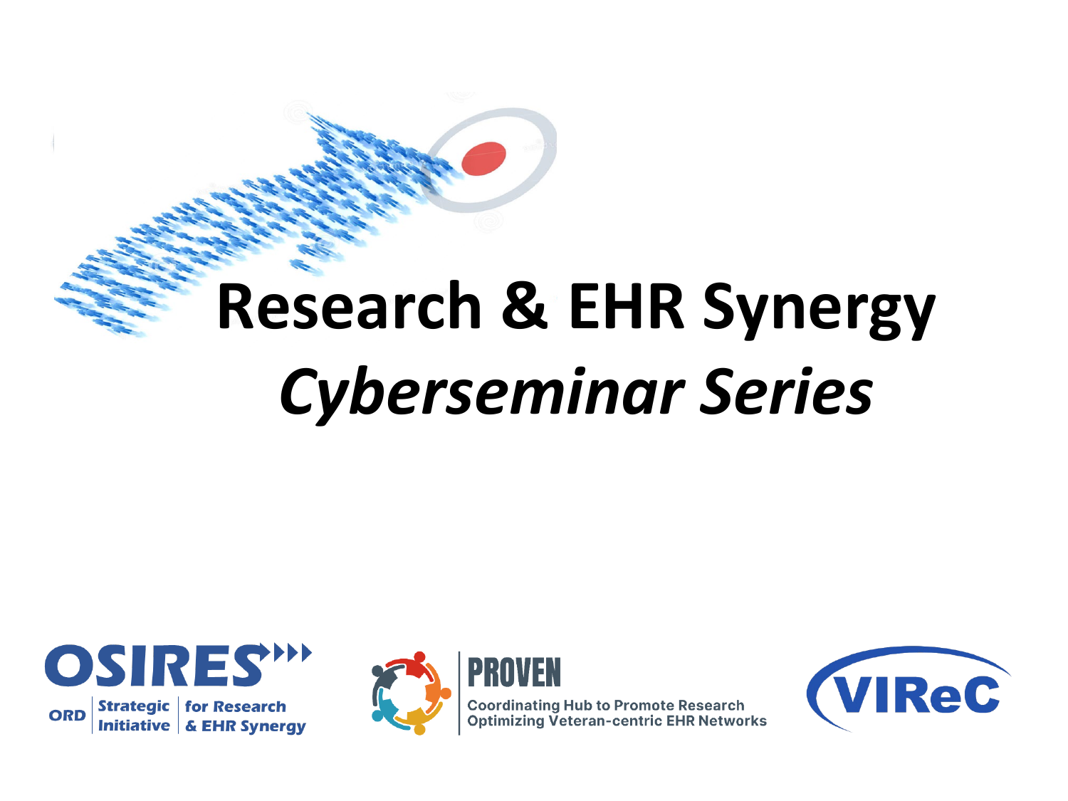# Research & EHR Synergy

## *Cyberseminar Series*

**OSIRES**
ORD Strategic Initiative for Research & EHR Synergy

**PROVEN**
Coordinating Hub to Promote Research Optimizing Veteran-centric EHR Networks

**VIReC**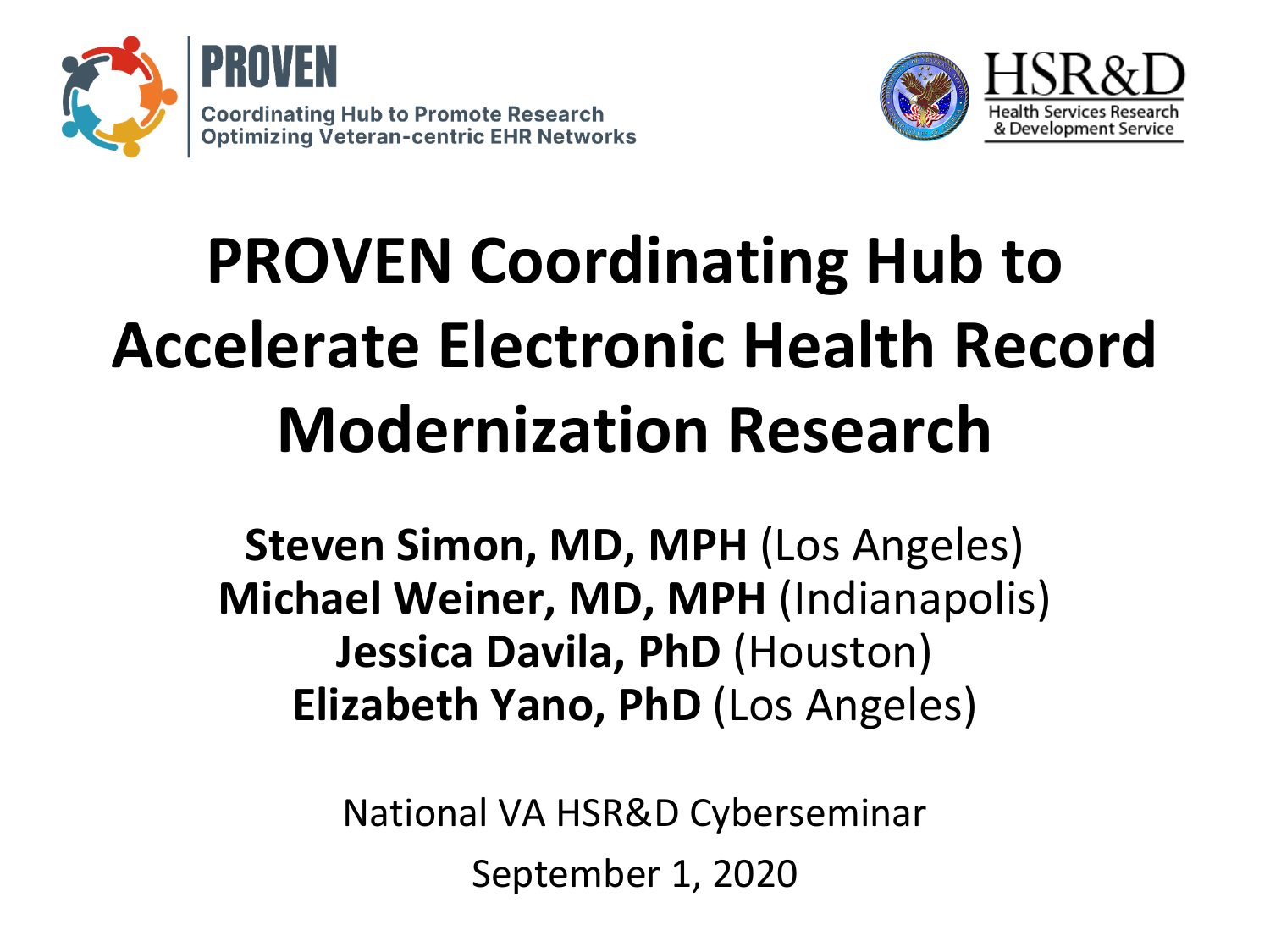PROVEN

Coordinating Hub to Promote Research Optimizing Veteran-centric EHR Networks

HSR&D

Health Services Research & Development Service

# PROVEN Coordinating Hub to Accelerate Electronic Health Record Modernization Research

**Steven Simon, MD, MPH** (Los Angeles)
**Michael Weiner, MD, MPH** (Indianapolis)
**Jessica Davila, PhD** (Houston)
**Elizabeth Yano, PhD** (Los Angeles)

National VA HSR&D Cyberseminar

September 1, 2020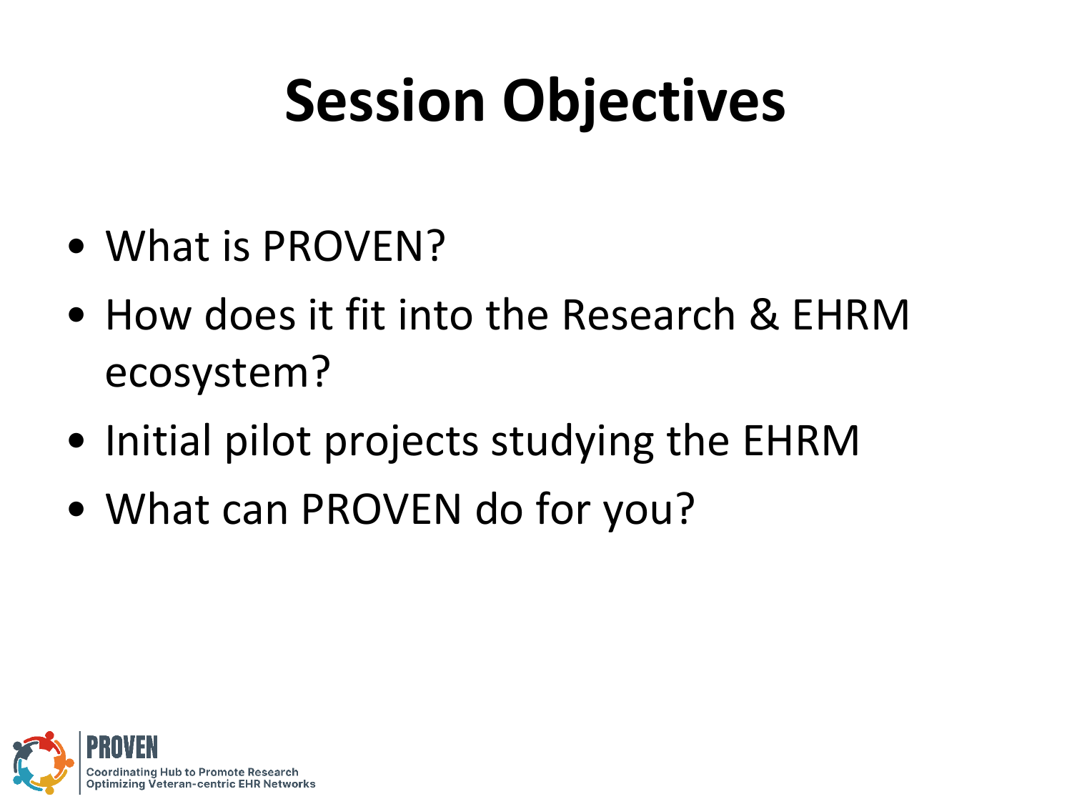# Session Objectives

- What is PROVEN?
- How does it fit into the Research & EHRM ecosystem?
- Initial pilot projects studying the EHRM
- What can PROVEN do for you?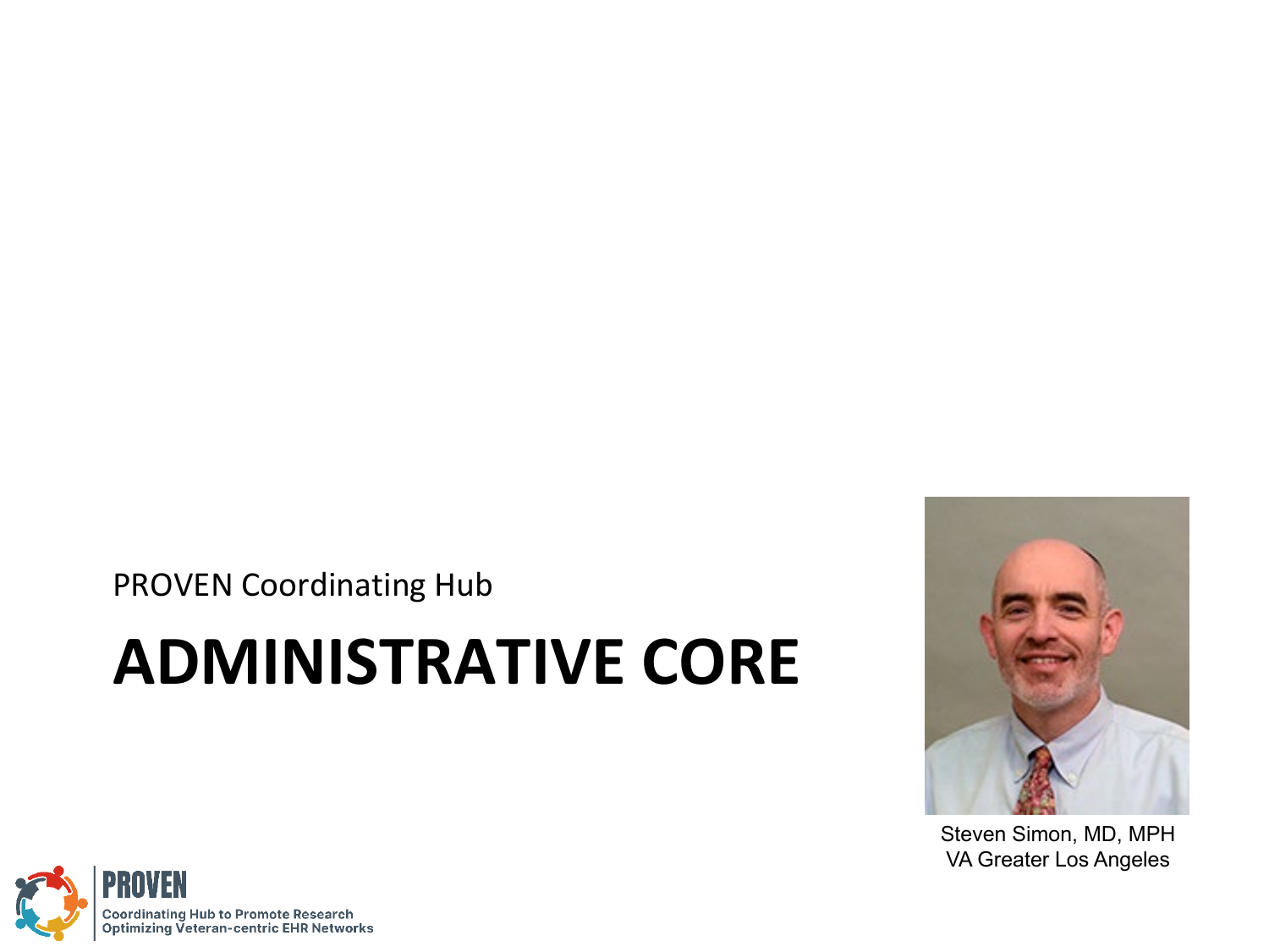PROVEN Coordinating Hub

# ADMINISTRATIVE CORE

Steven Simon, MD, MPH
VA Greater Los Angeles

**PROVEN**
Coordinating Hub to Promote Research Optimizing Veteran-centric EHR Networks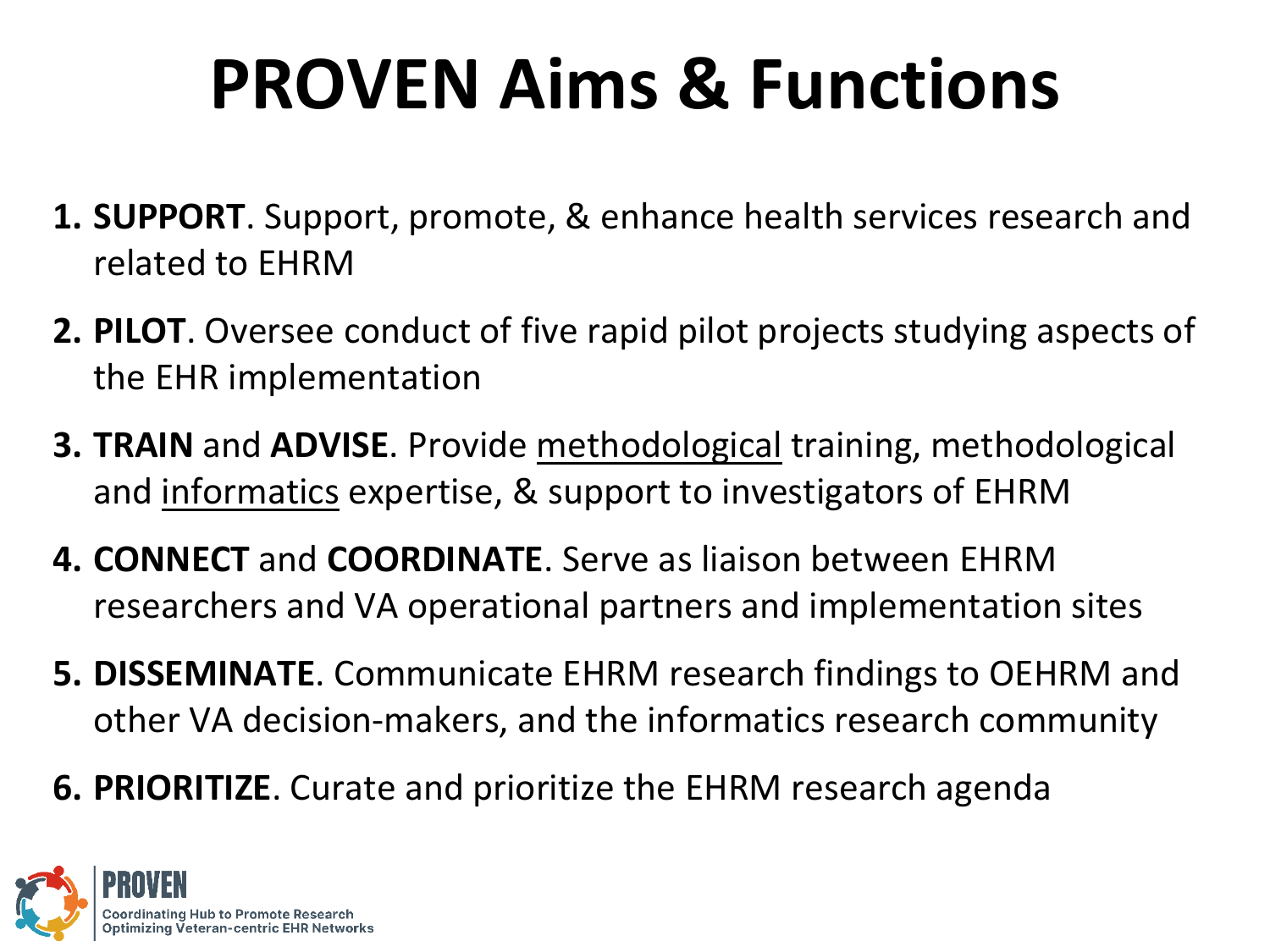# PROVEN Aims & Functions

1. **SUPPORT**. Support, promote, & enhance health services research and related to EHRM
2. **PILOT**. Oversee conduct of five rapid pilot projects studying aspects of the EHR implementation
3. **TRAIN** and **ADVISE**. Provide <u>methodological</u> training, methodological and <u>informatics</u> expertise, & support to investigators of EHRM
4. **CONNECT** and **COORDINATE**. Serve as liaison between EHRM researchers and VA operational partners and implementation sites
5. **DISSEMINATE**. Communicate EHRM research findings to OEHRM and other VA decision-makers, and the informatics research community
6. **PRIORITIZE**. Curate and prioritize the EHRM research agenda

PROVEN
Coordinating Hub to Promote Research Optimizing Veteran-centric EHR Networks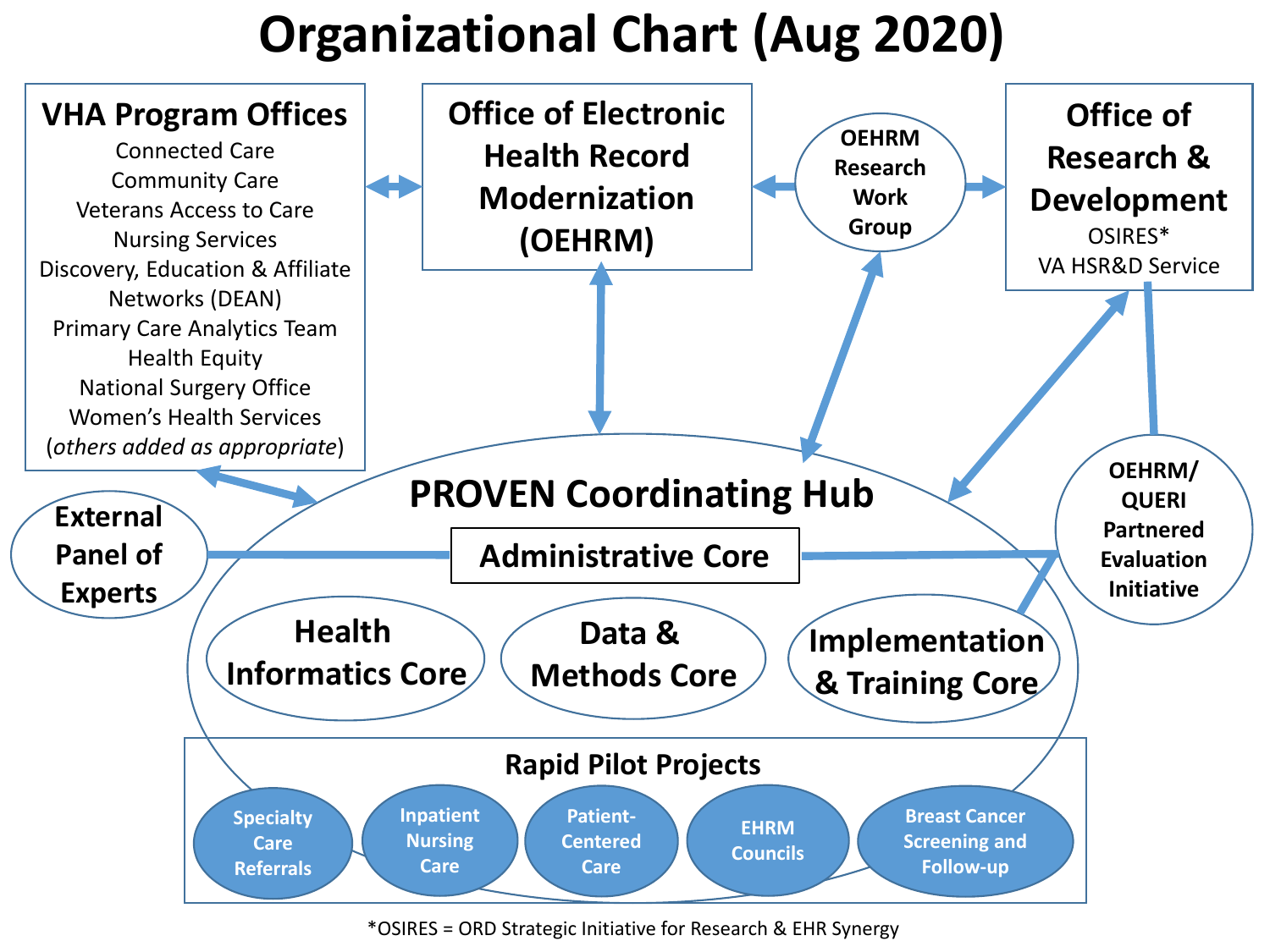# Organizational Chart (Aug 2020)

**VHA Program Offices**

- Connected Care
- Community Care
- Veterans Access to Care
- Nursing Services
- Discovery, Education & Affiliate Networks (DEAN)
- Primary Care Analytics Team
- Health Equity
- National Surgery Office
- Women's Health Services
- (*others added as appropriate*)

**Office of Electronic Health Record Modernization (OEHRM)**

**OEHRM Research Work Group**

**Office of Research & Development**

- OSIRES*
- VA HSR&D Service

**External Panel of Experts**

**OEHRM/ QUERI Partnered Evaluation Initiative**

**PROVEN Coordinating Hub**

- Administrative Core
- Health Informatics Core
- Data & Methods Core
- Implementation & Training Core

**Rapid Pilot Projects**

- Specialty Care Referrals
- Inpatient Nursing Care
- Patient-Centered Care
- EHRM Councils
- Breast Cancer Screening and Follow-up

*OSIRES = ORD Strategic Initiative for Research & EHR Synergy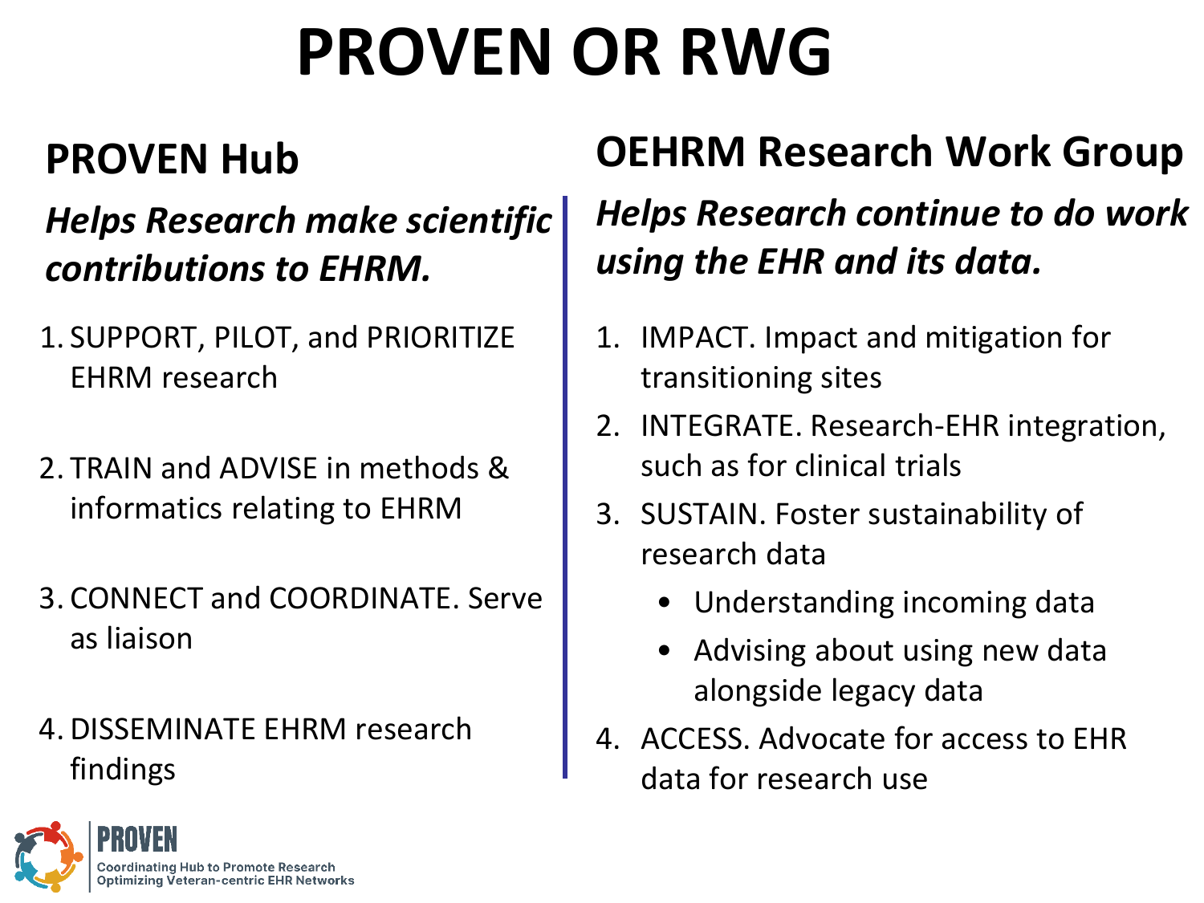# PROVEN OR RWG

## PROVEN Hub

***Helps Research make scientific contributions to EHRM.***

1. SUPPORT, PILOT, and PRIORITIZE EHRM research
2. TRAIN and ADVISE in methods & informatics relating to EHRM
3. CONNECT and COORDINATE. Serve as liaison
4. DISSEMINATE EHRM research findings

## OEHRM Research Work Group

***Helps Research continue to do work using the EHR and its data.***

1. IMPACT. Impact and mitigation for transitioning sites
2. INTEGRATE. Research-EHR integration, such as for clinical trials
3. SUSTAIN. Foster sustainability of research data
   - Understanding incoming data
   - Advising about using new data alongside legacy data
4. ACCESS. Advocate for access to EHR data for research use

PROVEN
Coordinating Hub to Promote Research Optimizing Veteran-centric EHR Networks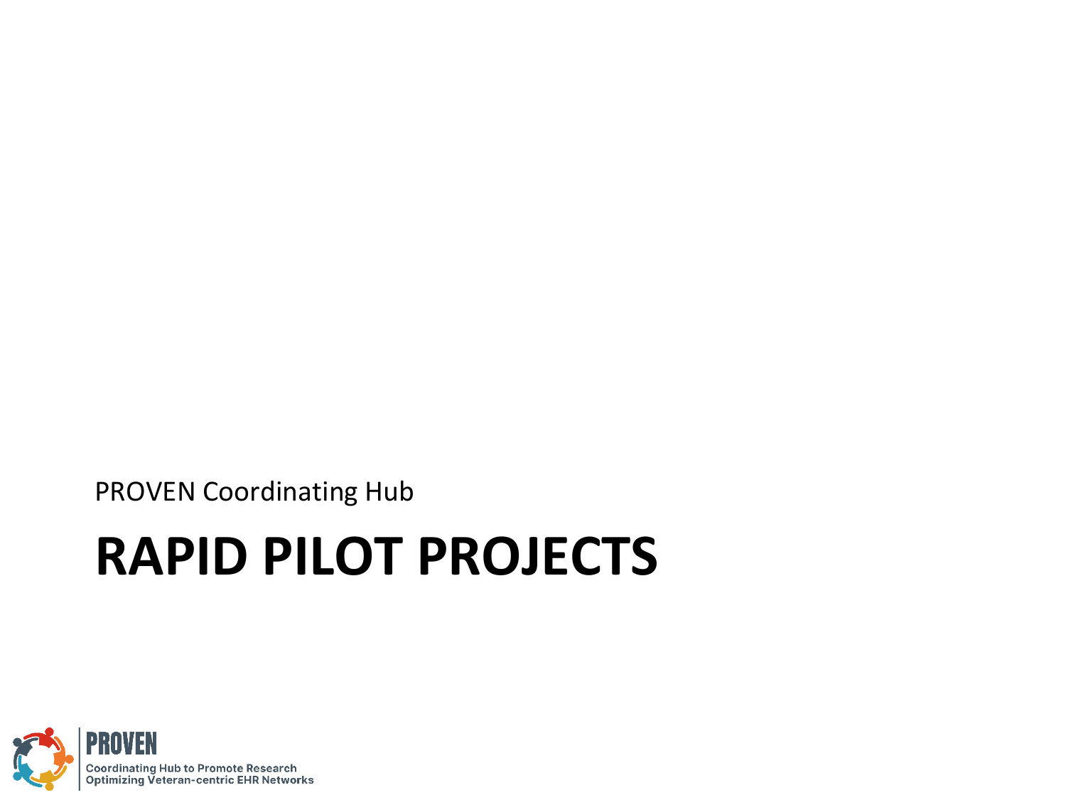PROVEN Coordinating Hub

# RAPID PILOT PROJECTS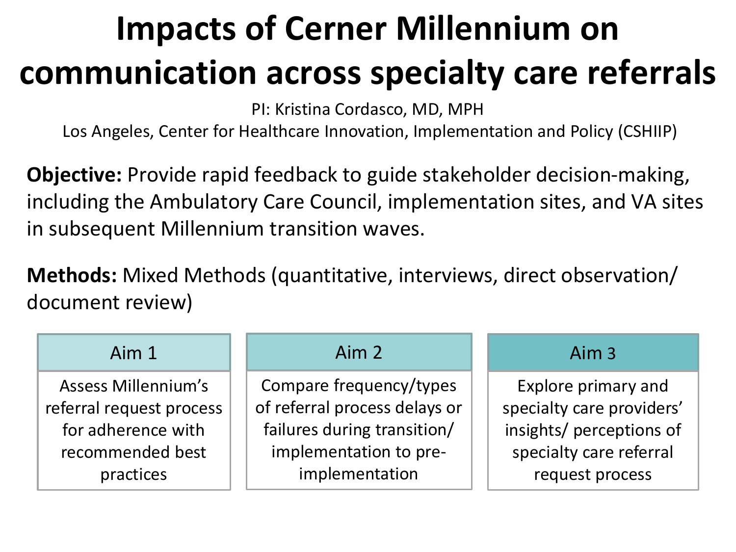# Impacts of Cerner Millennium on communication across specialty care referrals

PI: Kristina Cordasco, MD, MPH

Los Angeles, Center for Healthcare Innovation, Implementation and Policy (CSHIIP)

**Objective:** Provide rapid feedback to guide stakeholder decision-making, including the Ambulatory Care Council, implementation sites, and VA sites in subsequent Millennium transition waves.

**Methods:** Mixed Methods (quantitative, interviews, direct observation/ document review)

| Aim 1 | Aim 2 | Aim 3 |
| --- | --- | --- |
| Assess Millennium's referral request process for adherence with recommended best practices | Compare frequency/types of referral process delays or failures during transition/ implementation to pre-implementation | Explore primary and specialty care providers' insights/ perceptions of specialty care referral request process |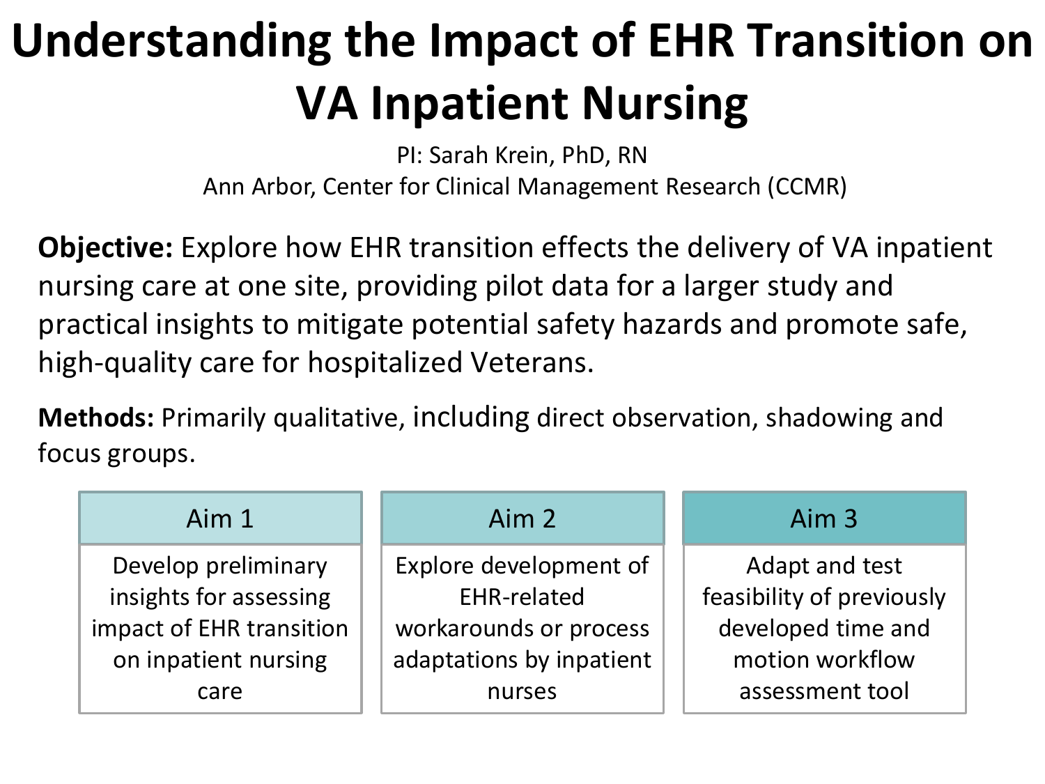# Understanding the Impact of EHR Transition on VA Inpatient Nursing

PI: Sarah Krein, PhD, RN
Ann Arbor, Center for Clinical Management Research (CCMR)

**Objective:** Explore how EHR transition effects the delivery of VA inpatient nursing care at one site, providing pilot data for a larger study and practical insights to mitigate potential safety hazards and promote safe, high-quality care for hospitalized Veterans.

**Methods:** Primarily qualitative, including direct observation, shadowing and focus groups.

| Aim 1 | Aim 2 | Aim 3 |
| --- | --- | --- |
| Develop preliminary insights for assessing impact of EHR transition on inpatient nursing care | Explore development of EHR-related workarounds or process adaptations by inpatient nurses | Adapt and test feasibility of previously developed time and motion workflow assessment tool |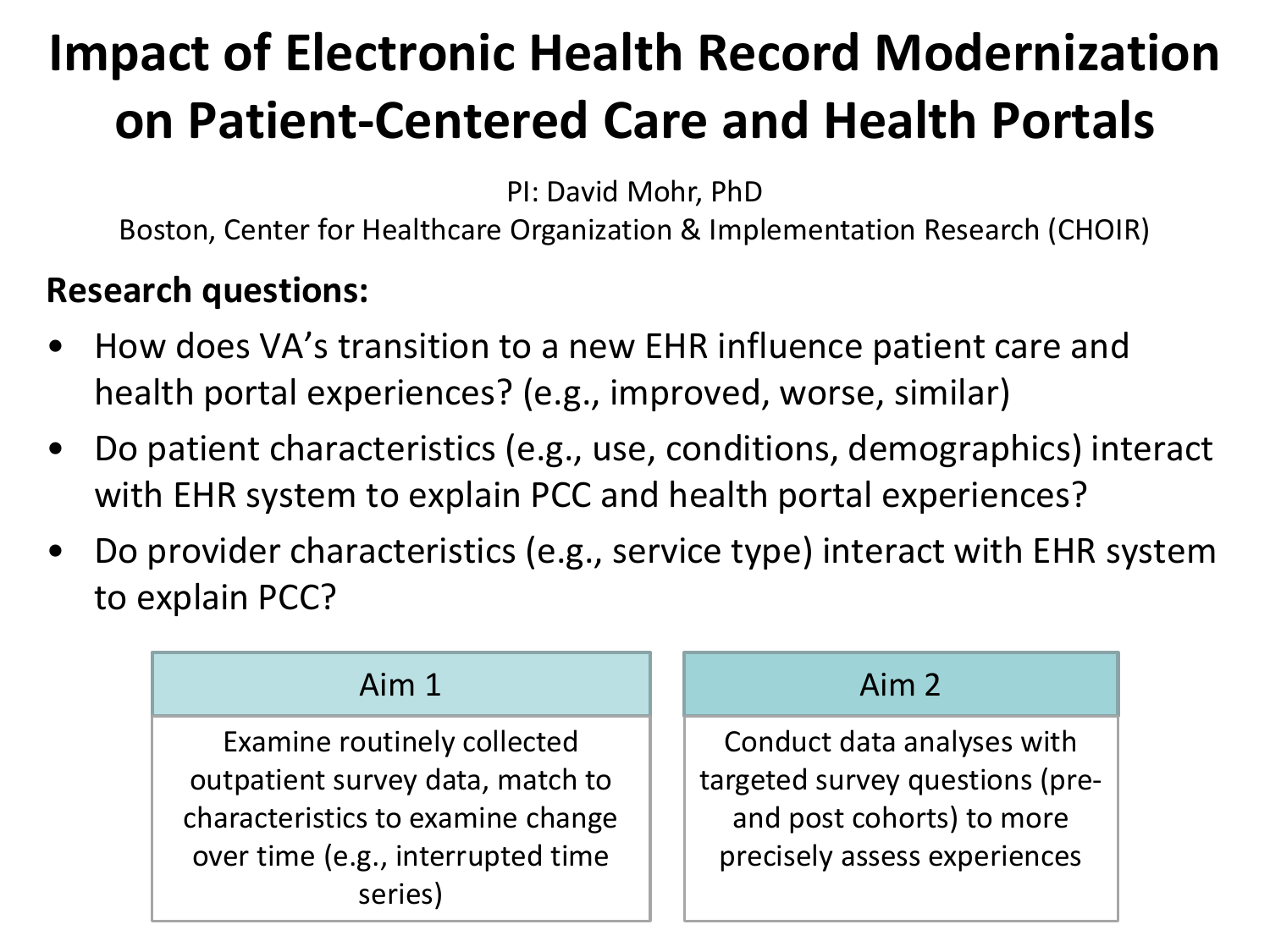# Impact of Electronic Health Record Modernization on Patient-Centered Care and Health Portals

PI: David Mohr, PhD

Boston, Center for Healthcare Organization & Implementation Research (CHOIR)

**Research questions:**

- How does VA's transition to a new EHR influence patient care and health portal experiences? (e.g., improved, worse, similar)
- Do patient characteristics (e.g., use, conditions, demographics) interact with EHR system to explain PCC and health portal experiences?
- Do provider characteristics (e.g., service type) interact with EHR system to explain PCC?

| Aim 1 | Aim 2 |
|---|---|
| Examine routinely collected outpatient survey data, match to characteristics to examine change over time (e.g., interrupted time series) | Conduct data analyses with targeted survey questions (pre- and post cohorts) to more precisely assess experiences |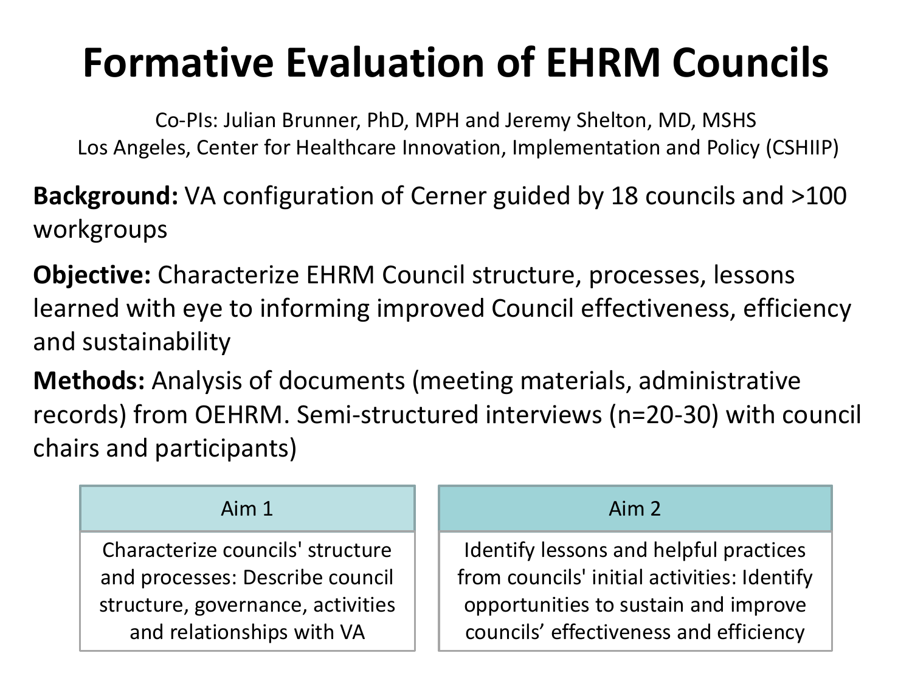# Formative Evaluation of EHRM Councils

Co-PIs: Julian Brunner, PhD, MPH and Jeremy Shelton, MD, MSHS
Los Angeles, Center for Healthcare Innovation, Implementation and Policy (CSHIIP)

**Background:** VA configuration of Cerner guided by 18 councils and >100 workgroups

**Objective:** Characterize EHRM Council structure, processes, lessons learned with eye to informing improved Council effectiveness, efficiency and sustainability

**Methods:** Analysis of documents (meeting materials, administrative records) from OEHRM. Semi-structured interviews (n=20-30) with council chairs and participants)

| Aim 1 | Aim 2 |
|---|---|
| Characterize councils' structure and processes: Describe council structure, governance, activities and relationships with VA | Identify lessons and helpful practices from councils' initial activities: Identify opportunities to sustain and improve councils' effectiveness and efficiency |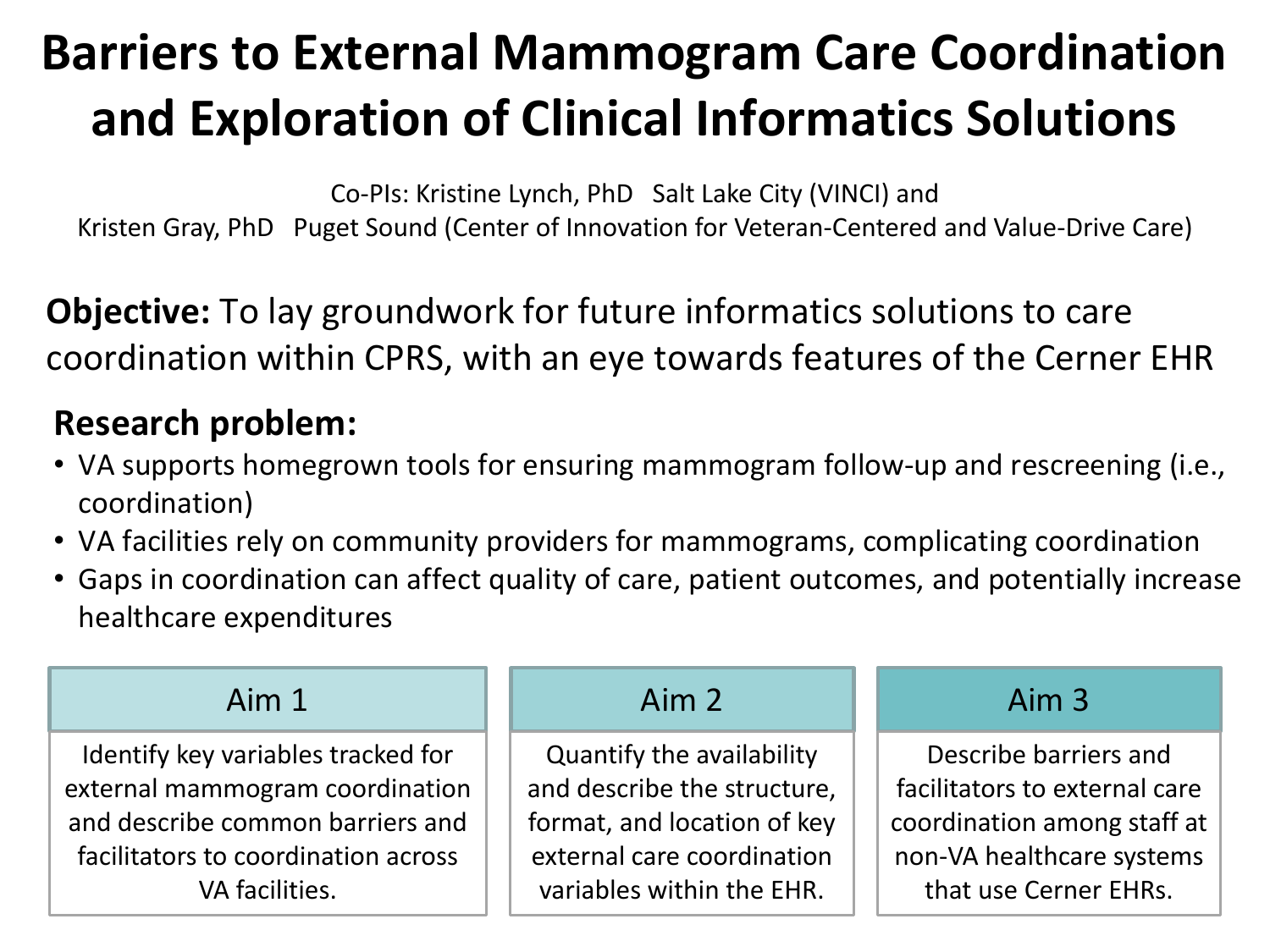# Barriers to External Mammogram Care Coordination and Exploration of Clinical Informatics Solutions

Co-PIs: Kristine Lynch, PhD Salt Lake City (VINCI) and
Kristen Gray, PhD Puget Sound (Center of Innovation for Veteran-Centered and Value-Drive Care)

**Objective:** To lay groundwork for future informatics solutions to care coordination within CPRS, with an eye towards features of the Cerner EHR

**Research problem:**

- VA supports homegrown tools for ensuring mammogram follow-up and rescreening (i.e., coordination)
- VA facilities rely on community providers for mammograms, complicating coordination
- Gaps in coordination can affect quality of care, patient outcomes, and potentially increase healthcare expenditures

| Aim 1 | Aim 2 | Aim 3 |
|---|---|---|
| Identify key variables tracked for external mammogram coordination and describe common barriers and facilitators to coordination across VA facilities. | Quantify the availability and describe the structure, format, and location of key external care coordination variables within the EHR. | Describe barriers and facilitators to external care coordination among staff at non-VA healthcare systems that use Cerner EHRs. |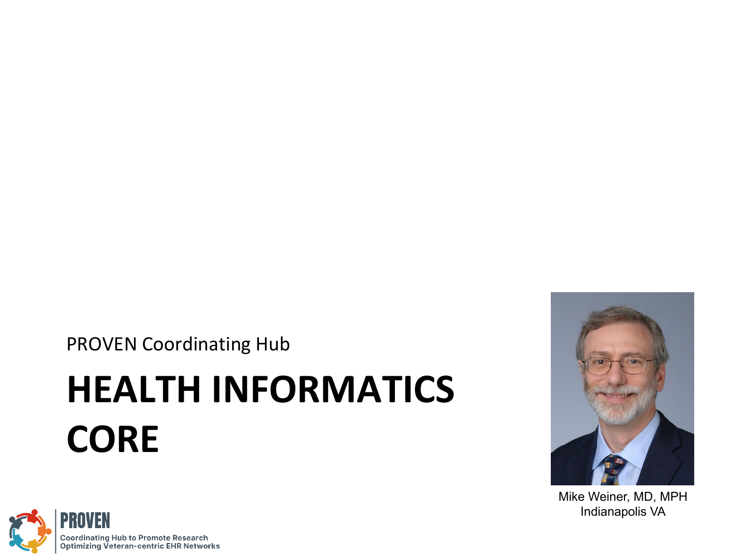PROVEN Coordinating Hub

# HEALTH INFORMATICS CORE

Mike Weiner, MD, MPH
Indianapolis VA

PROVEN
Coordinating Hub to Promote Research Optimizing Veteran-centric EHR Networks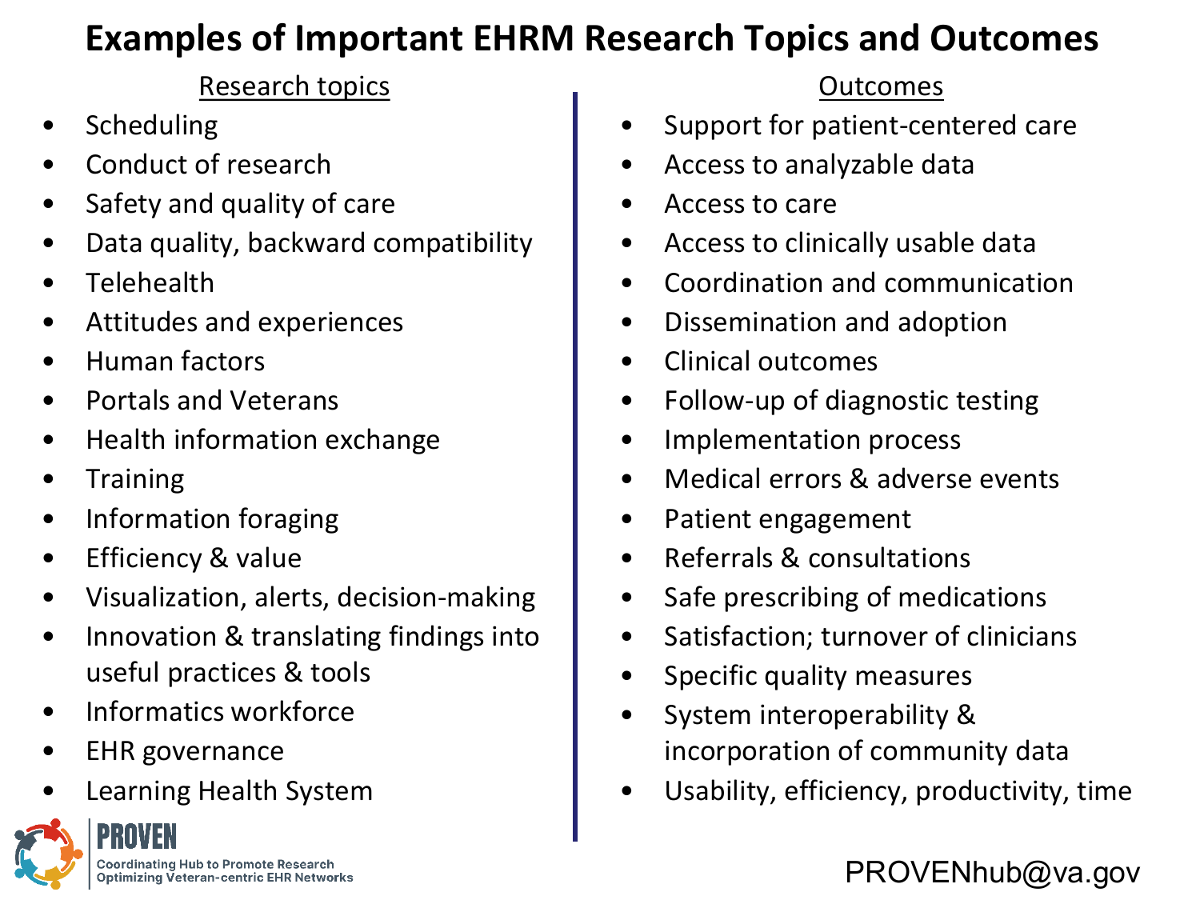# Examples of Important EHRM Research Topics and Outcomes

## Research topics

- Scheduling
- Conduct of research
- Safety and quality of care
- Data quality, backward compatibility
- Telehealth
- Attitudes and experiences
- Human factors
- Portals and Veterans
- Health information exchange
- Training
- Information foraging
- Efficiency & value
- Visualization, alerts, decision-making
- Innovation & translating findings into useful practices & tools
- Informatics workforce
- EHR governance
- Learning Health System

## Outcomes

- Support for patient-centered care
- Access to analyzable data
- Access to care
- Access to clinically usable data
- Coordination and communication
- Dissemination and adoption
- Clinical outcomes
- Follow-up of diagnostic testing
- Implementation process
- Medical errors & adverse events
- Patient engagement
- Referrals & consultations
- Safe prescribing of medications
- Satisfaction; turnover of clinicians
- Specific quality measures
- System interoperability & incorporation of community data
- Usability, efficiency, productivity, time

PROVEN
Coordinating Hub to Promote Research Optimizing Veteran-centric EHR Networks

PROVENhub@va.gov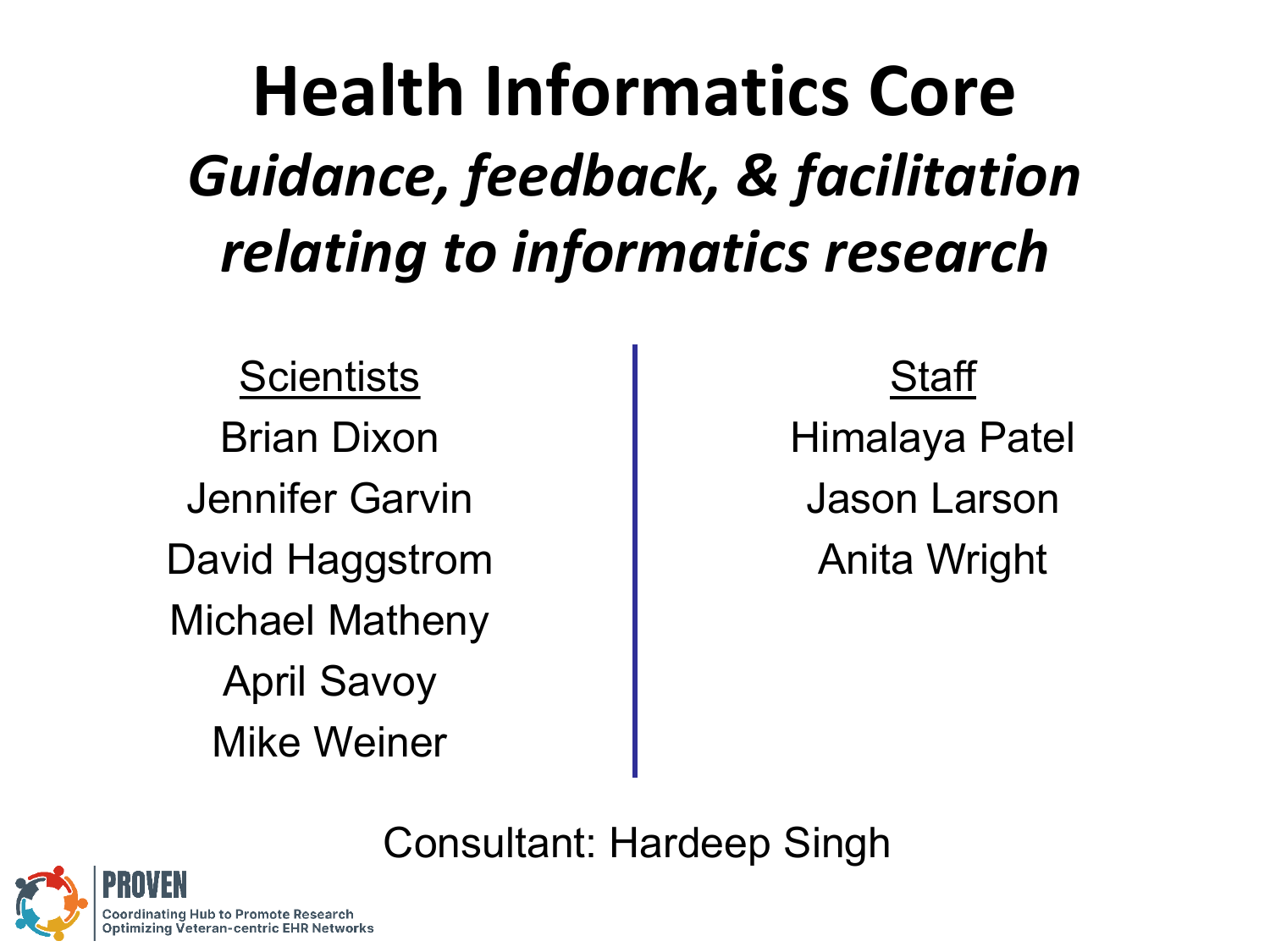# Health Informatics Core

## *Guidance, feedback, & facilitation relating to informatics research*

| Scientists | Staff |
| --- | --- |
| Brian Dixon | Himalaya Patel |
| Jennifer Garvin | Jason Larson |
| David Haggstrom | Anita Wright |
| Michael Matheny | |
| April Savoy | |
| Mike Weiner | |

Consultant: Hardeep Singh

PROVEN
Coordinating Hub to Promote Research Optimizing Veteran-centric EHR Networks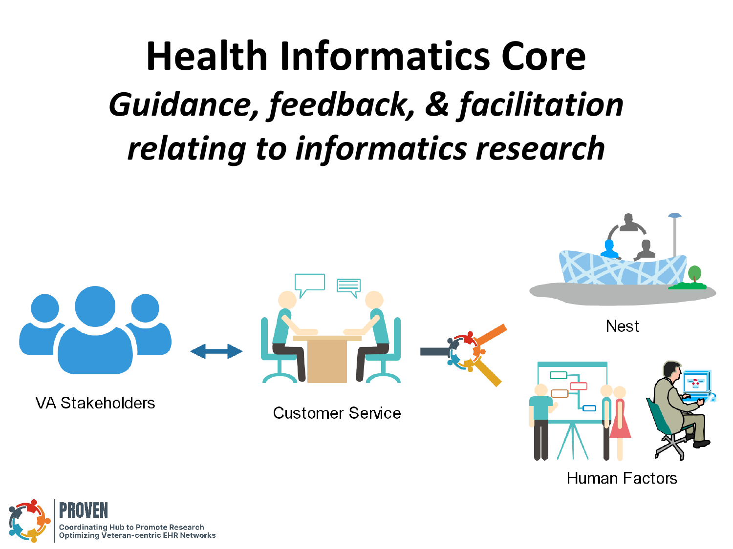# Health Informatics Core

## *Guidance, feedback, & facilitation relating to informatics research*

VA Stakeholders

Customer Service

Nest

Human Factors

PROVEN
Coordinating Hub to Promote Research Optimizing Veteran-centric EHR Networks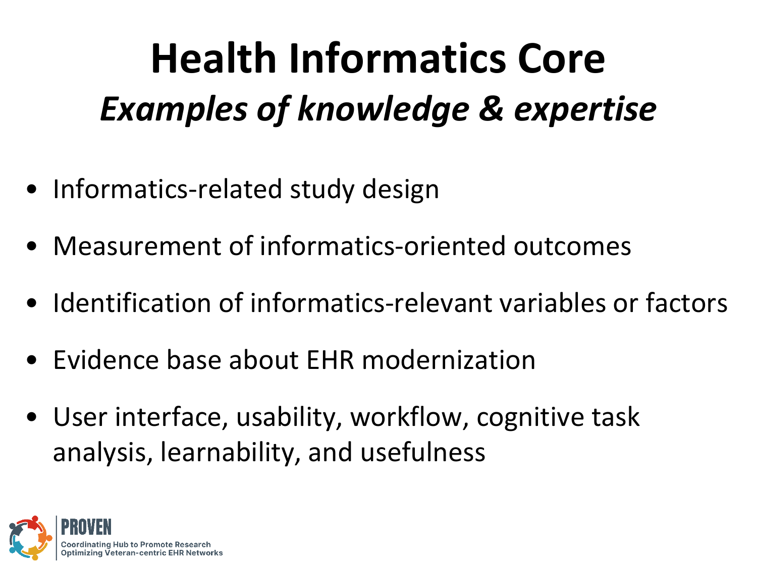# Health Informatics Core

## *Examples of knowledge & expertise*

- Informatics-related study design
- Measurement of informatics-oriented outcomes
- Identification of informatics-relevant variables or factors
- Evidence base about EHR modernization
- User interface, usability, workflow, cognitive task analysis, learnability, and usefulness

PROVEN
Coordinating Hub to Promote Research Optimizing Veteran-centric EHR Networks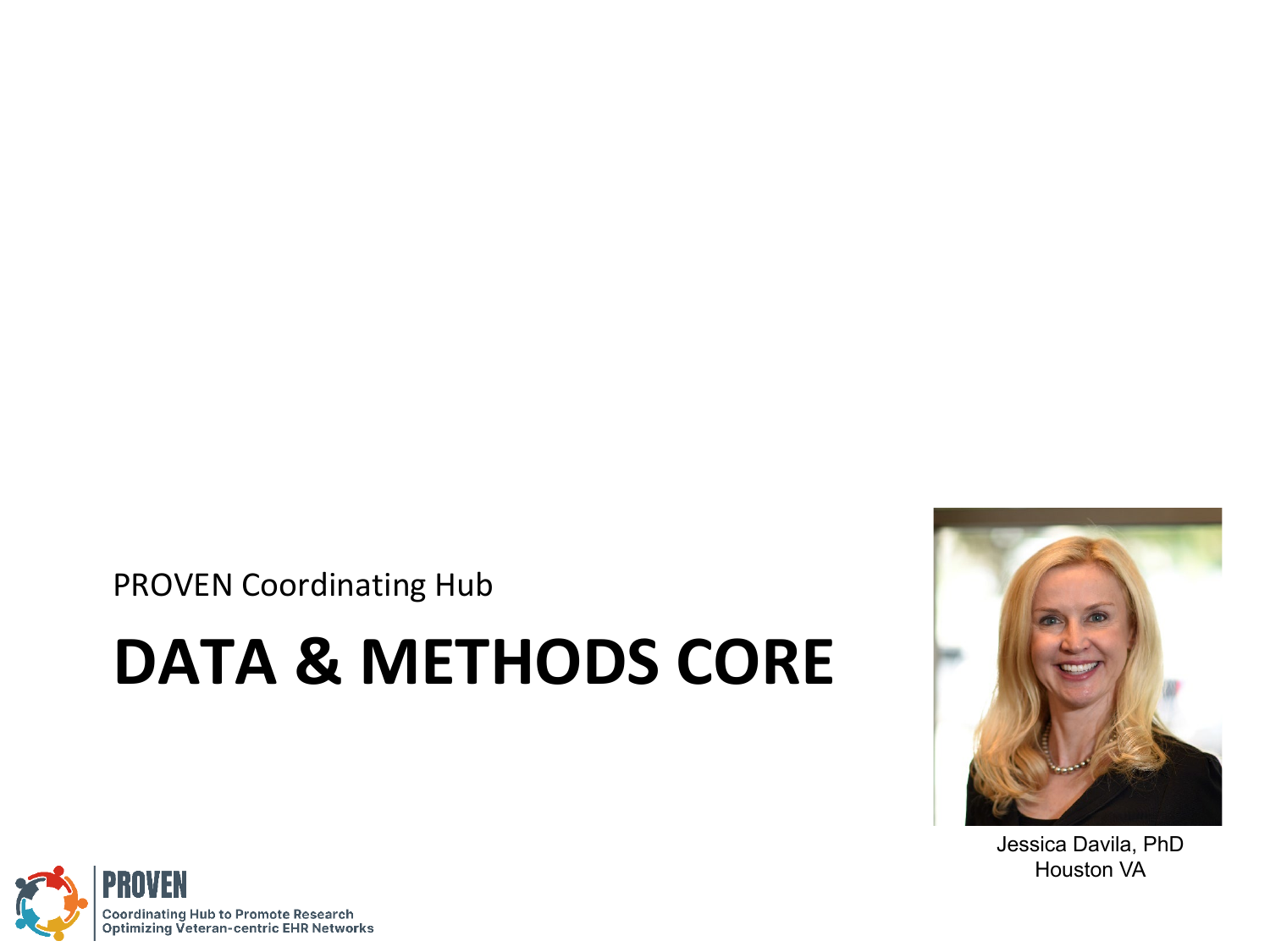PROVEN Coordinating Hub

# DATA & METHODS CORE

Jessica Davila, PhD
Houston VA

**PROVEN**
Coordinating Hub to Promote Research Optimizing Veteran-centric EHR Networks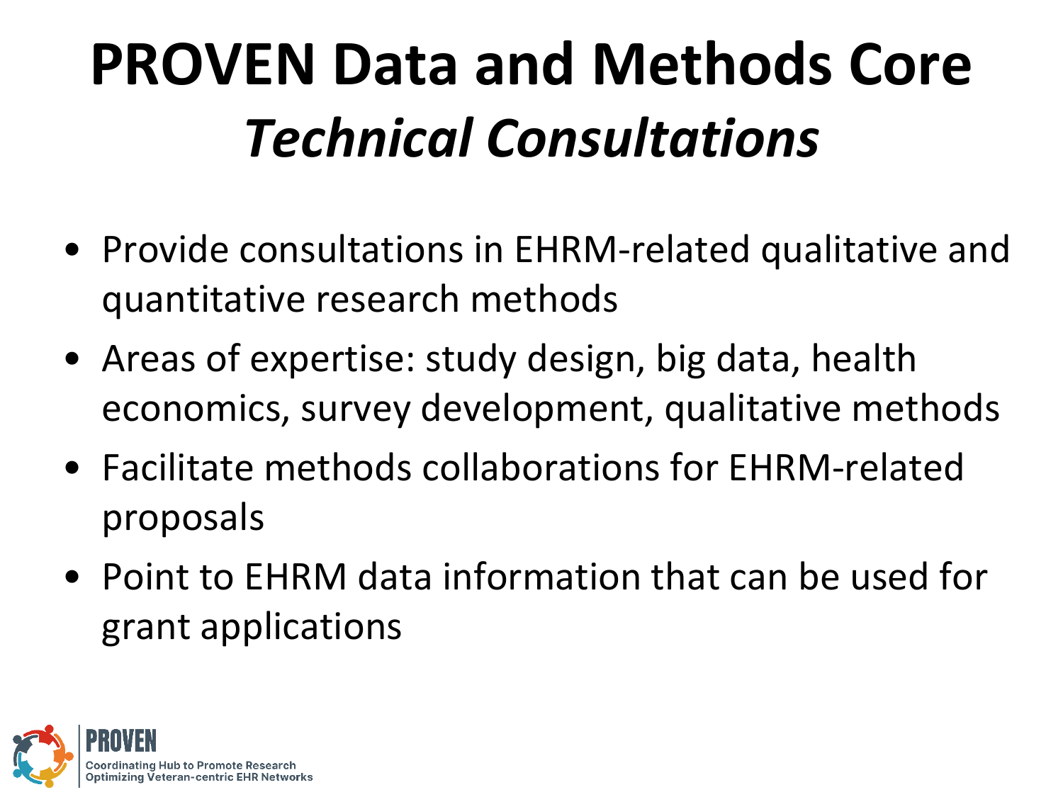# PROVEN Data and Methods Core
## *Technical Consultations*

- Provide consultations in EHRM-related qualitative and quantitative research methods
- Areas of expertise: study design, big data, health economics, survey development, qualitative methods
- Facilitate methods collaborations for EHRM-related proposals
- Point to EHRM data information that can be used for grant applications

PROVEN
Coordinating Hub to Promote Research Optimizing Veteran-centric EHR Networks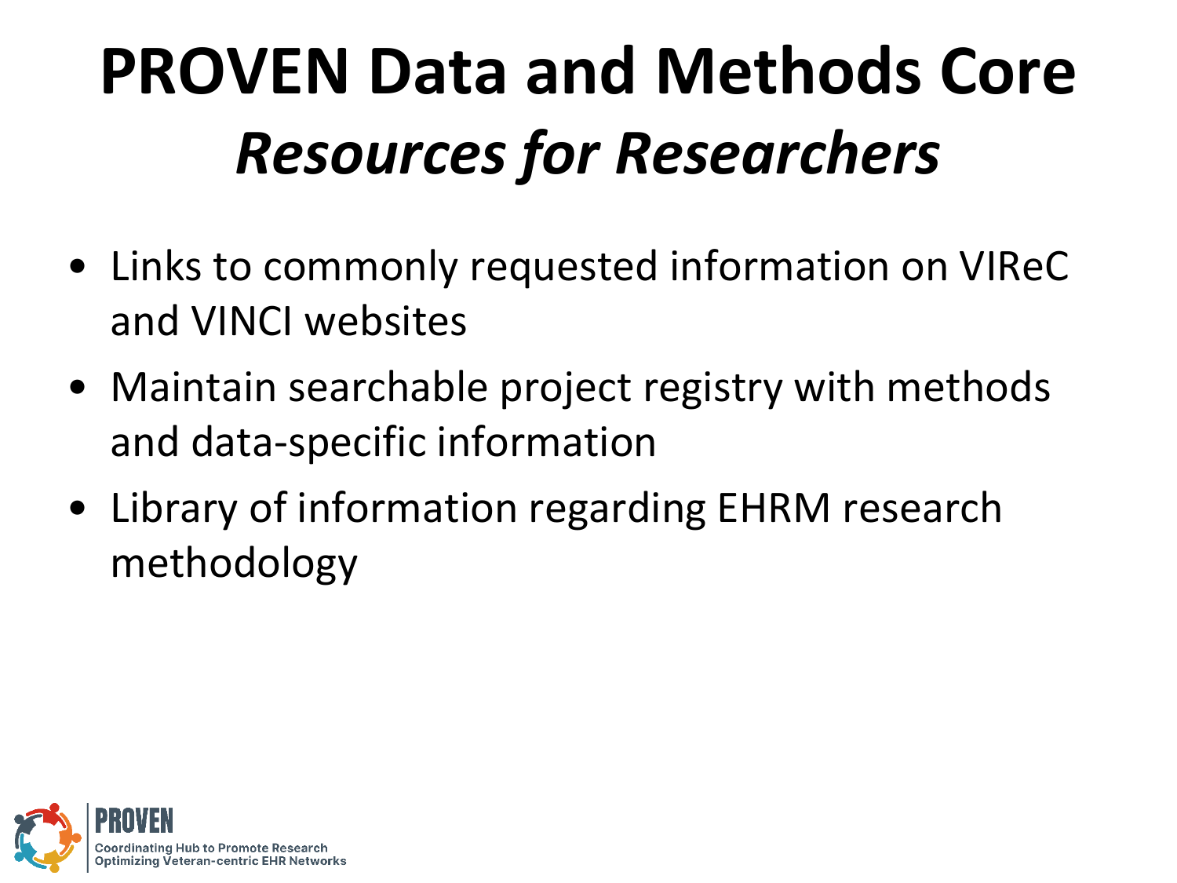# PROVEN Data and Methods Core
## *Resources for Researchers*

- Links to commonly requested information on VIReC and VINCI websites
- Maintain searchable project registry with methods and data-specific information
- Library of information regarding EHRM research methodology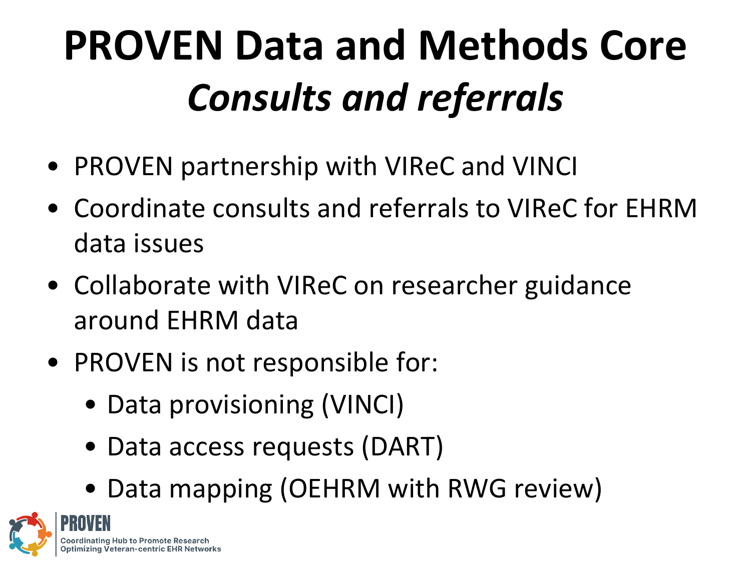# PROVEN Data and Methods Core

## *Consults and referrals*

- PROVEN partnership with VIReC and VINCI
- Coordinate consults and referrals to VIReC for EHRM data issues
- Collaborate with VIReC on researcher guidance around EHRM data
- PROVEN is not responsible for:
  - Data provisioning (VINCI)
  - Data access requests (DART)
  - Data mapping (OEHRM with RWG review)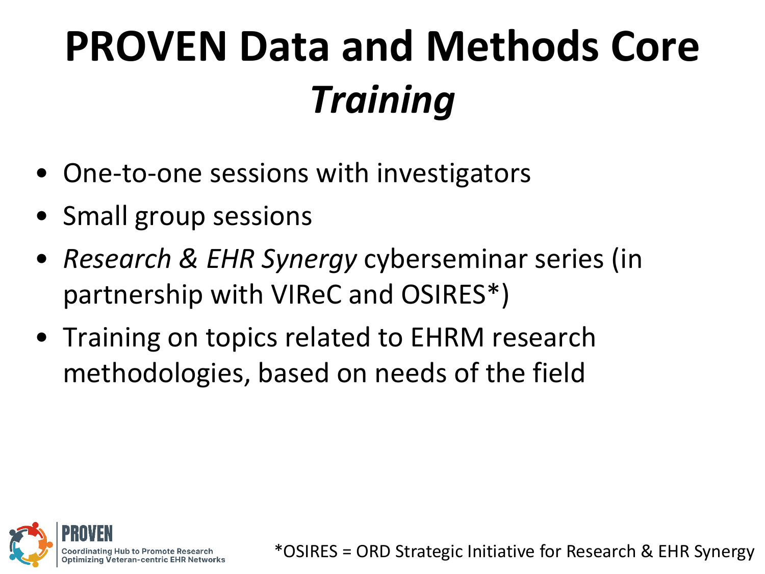# PROVEN Data and Methods Core *Training*

- One-to-one sessions with investigators
- Small group sessions
- *Research & EHR Synergy* cyberseminar series (in partnership with VIReC and OSIRES*)
- Training on topics related to EHRM research methodologies, based on needs of the field

PROVEN
Coordinating Hub to Promote Research Optimizing Veteran-centric EHR Networks

*OSIRES = ORD Strategic Initiative for Research & EHR Synergy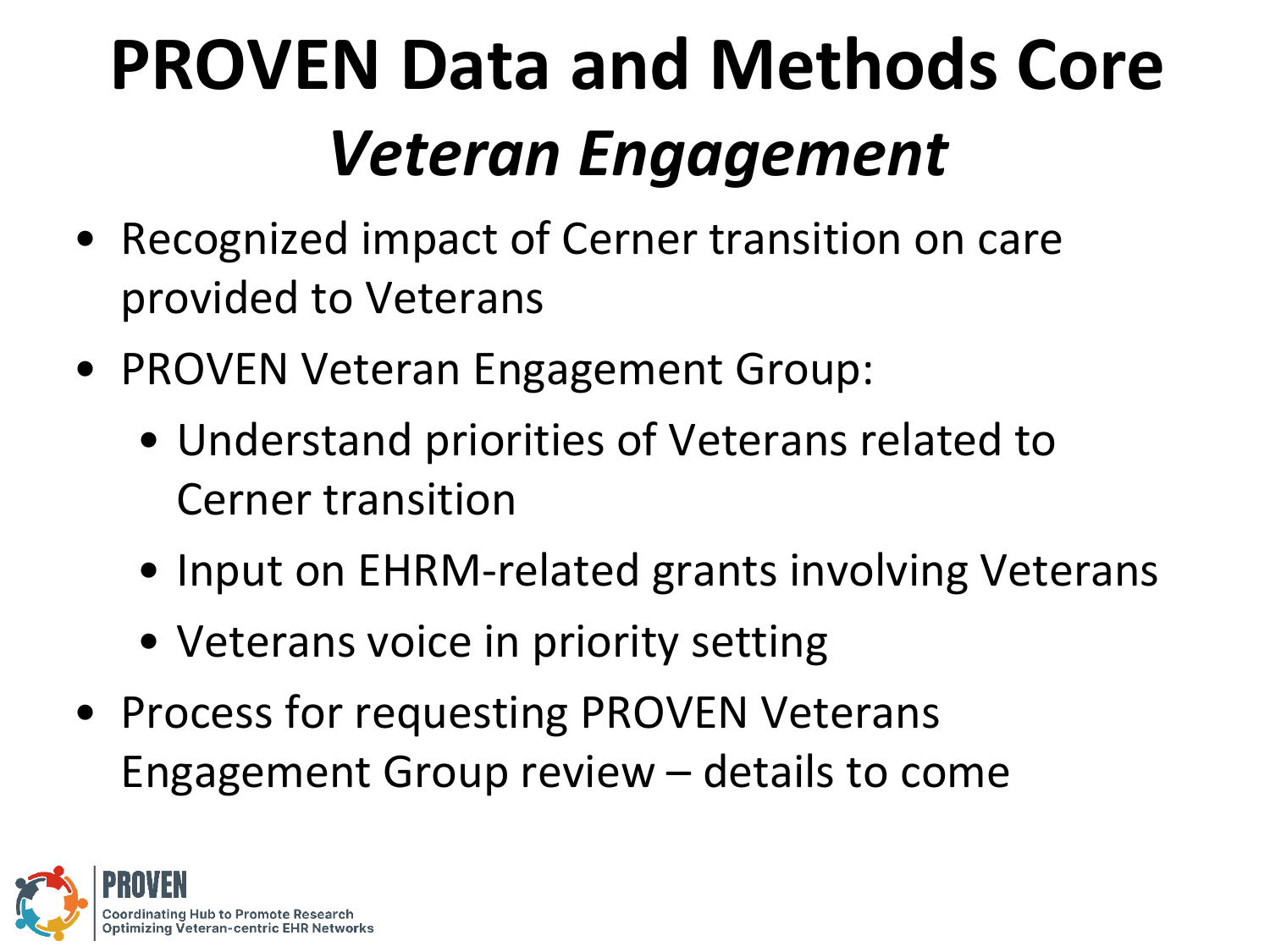# PROVEN Data and Methods Core

## *Veteran Engagement*

- Recognized impact of Cerner transition on care provided to Veterans
- PROVEN Veteran Engagement Group:
  - Understand priorities of Veterans related to Cerner transition
  - Input on EHRM-related grants involving Veterans
  - Veterans voice in priority setting
- Process for requesting PROVEN Veterans Engagement Group review – details to come

PROVEN
Coordinating Hub to Promote Research Optimizing Veteran-centric EHR Networks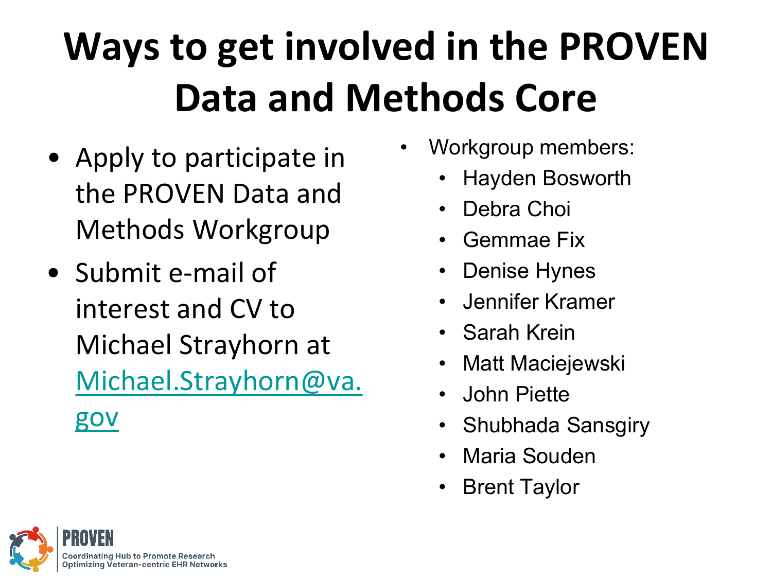# Ways to get involved in the PROVEN Data and Methods Core

- Apply to participate in the PROVEN Data and Methods Workgroup
- Submit e-mail of interest and CV to Michael Strayhorn at Michael.Strayhorn@va.gov

- Workgroup members:
  - Hayden Bosworth
  - Debra Choi
  - Gemmae Fix
  - Denise Hynes
  - Jennifer Kramer
  - Sarah Krein
  - Matt Maciejewski
  - John Piette
  - Shubhada Sansgiry
  - Maria Souden
  - Brent Taylor

PROVEN
Coordinating Hub to Promote Research Optimizing Veteran-centric EHR Networks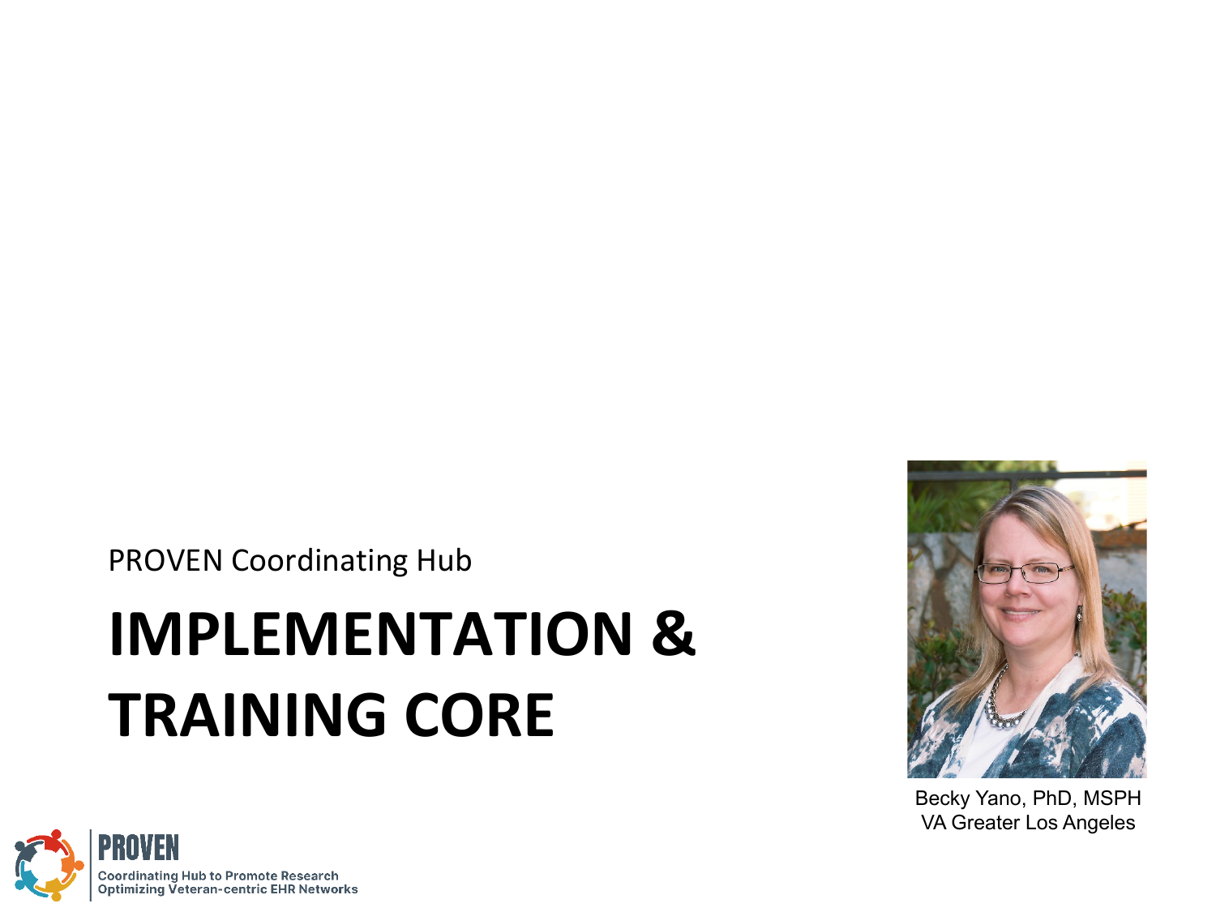PROVEN Coordinating Hub

# IMPLEMENTATION & TRAINING CORE

Becky Yano, PhD, MSPH
VA Greater Los Angeles

PROVEN
Coordinating Hub to Promote Research Optimizing Veteran-centric EHR Networks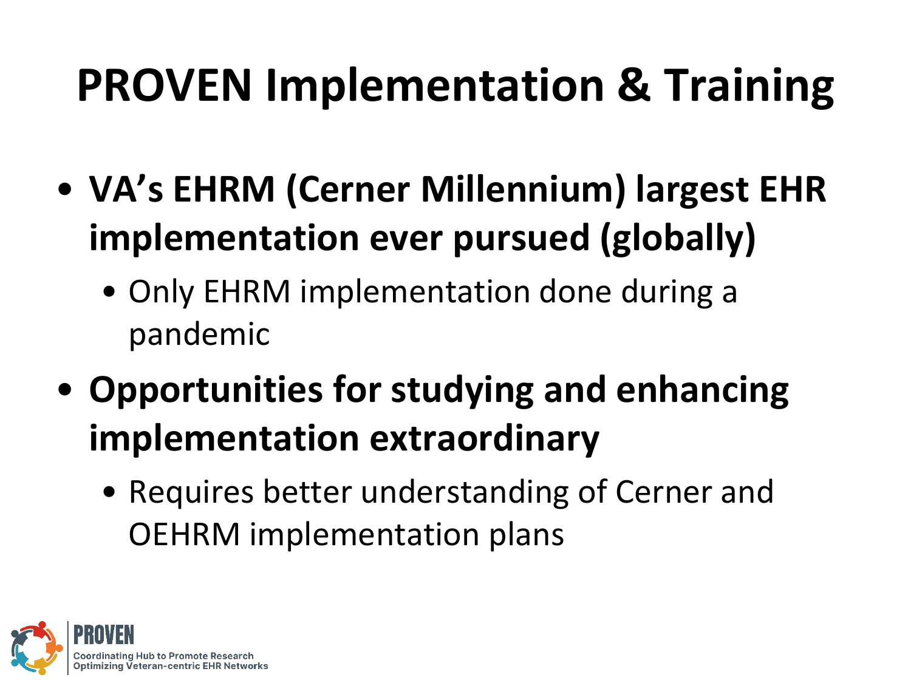# PROVEN Implementation & Training

- **VA's EHRM (Cerner Millennium) largest EHR implementation ever pursued (globally)**
  - Only EHRM implementation done during a pandemic
- **Opportunities for studying and enhancing implementation extraordinary**
  - Requires better understanding of Cerner and OEHRM implementation plans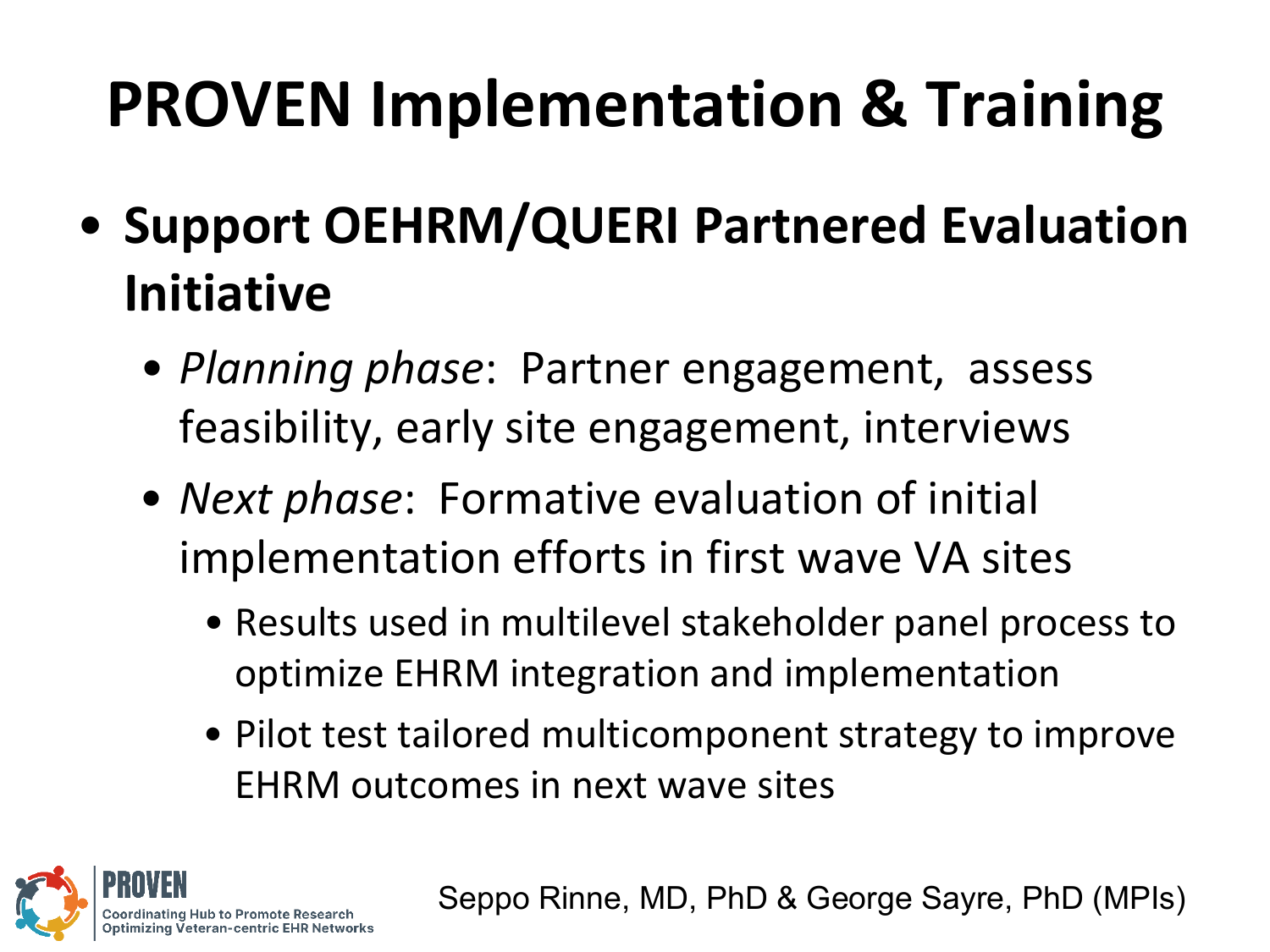# PROVEN Implementation & Training

- **Support OEHRM/QUERI Partnered Evaluation Initiative**
  - *Planning phase*: Partner engagement, assess feasibility, early site engagement, interviews
  - *Next phase*: Formative evaluation of initial implementation efforts in first wave VA sites
    - Results used in multilevel stakeholder panel process to optimize EHRM integration and implementation
    - Pilot test tailored multicomponent strategy to improve EHRM outcomes in next wave sites

PROVEN
Coordinating Hub to Promote Research Optimizing Veteran-centric EHR Networks

Seppo Rinne, MD, PhD & George Sayre, PhD (MPIs)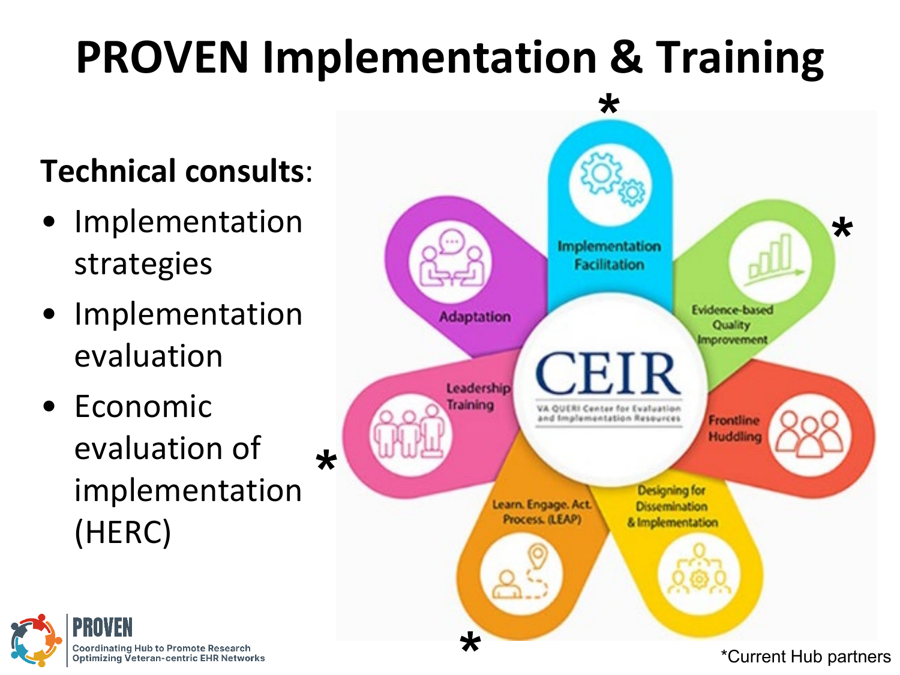# PROVEN Implementation & Training

**Technical consults**:

- Implementation strategies
- Implementation evaluation
- Economic evaluation of implementation (HERC)

CEIR
VA QUERI Center for Evaluation and Implementation Resources

- Implementation Facilitation *
- Evidence-based Quality Improvement *
- Frontline Huddling
- Designing for Dissemination & Implementation
- Learn. Engage. Act. Process. (LEAP) *
- Leadership Training *
- Adaptation

*Current Hub partners

PROVEN
Coordinating Hub to Promote Research Optimizing Veteran-centric EHR Networks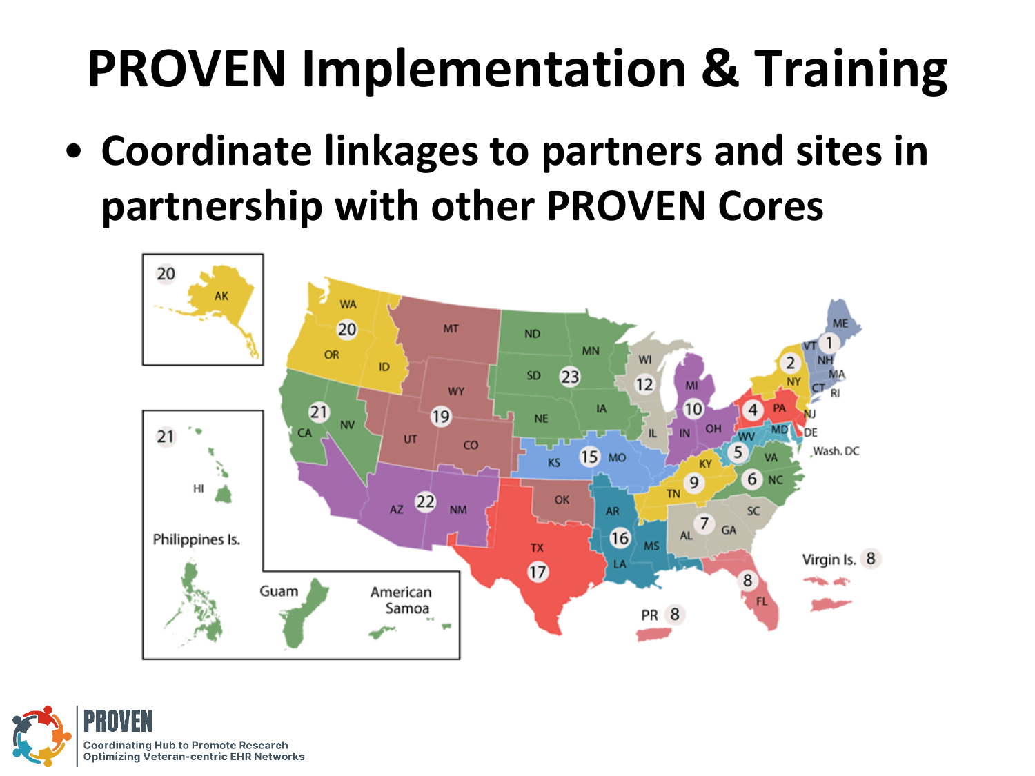# PROVEN Implementation & Training

- Coordinate linkages to partners and sites in partnership with other PROVEN Cores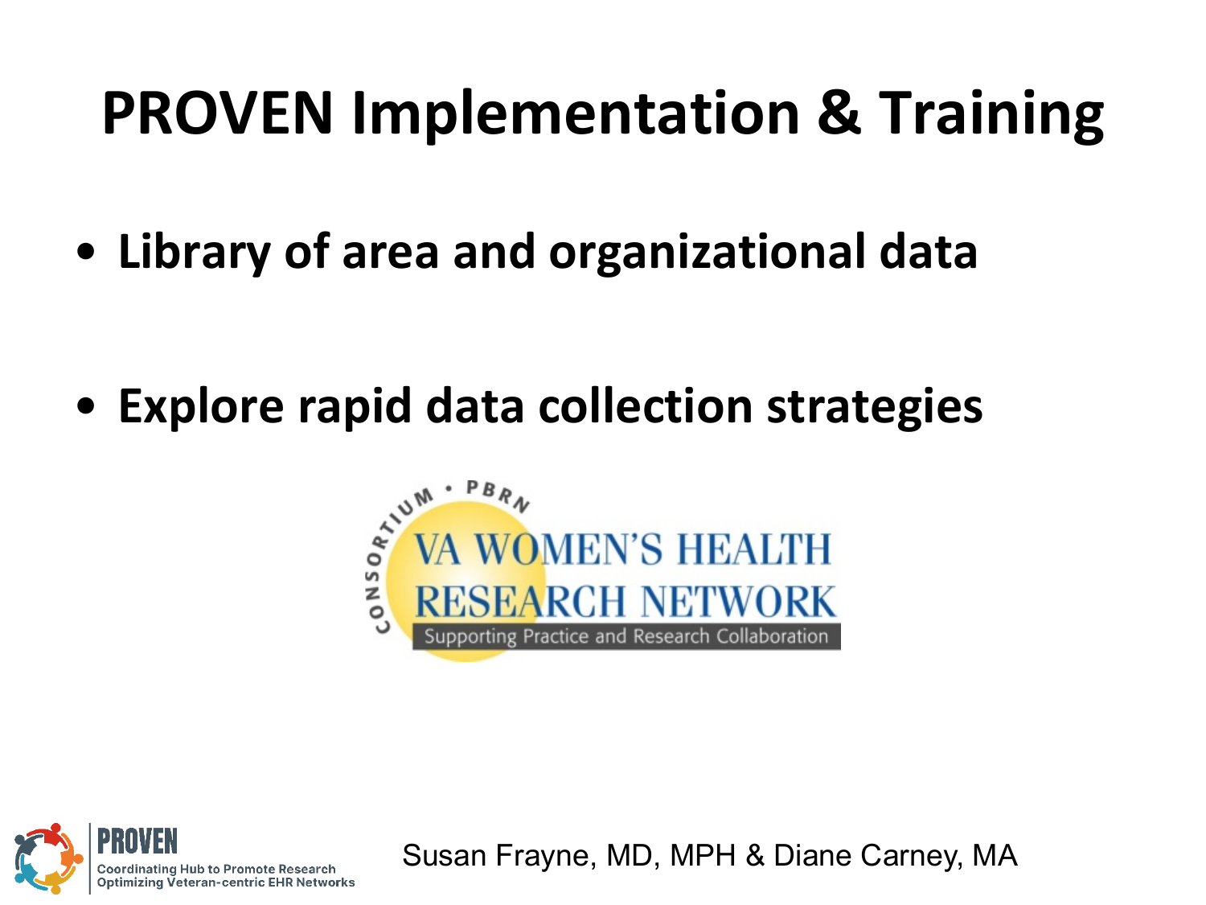# PROVEN Implementation & Training

- **Library of area and organizational data**
- **Explore rapid data collection strategies**

CONSORTIUM • PBRN

VA WOMEN'S HEALTH RESEARCH NETWORK

Supporting Practice and Research Collaboration

PROVEN

Coordinating Hub to Promote Research Optimizing Veteran-centric EHR Networks

Susan Frayne, MD, MPH & Diane Carney, MA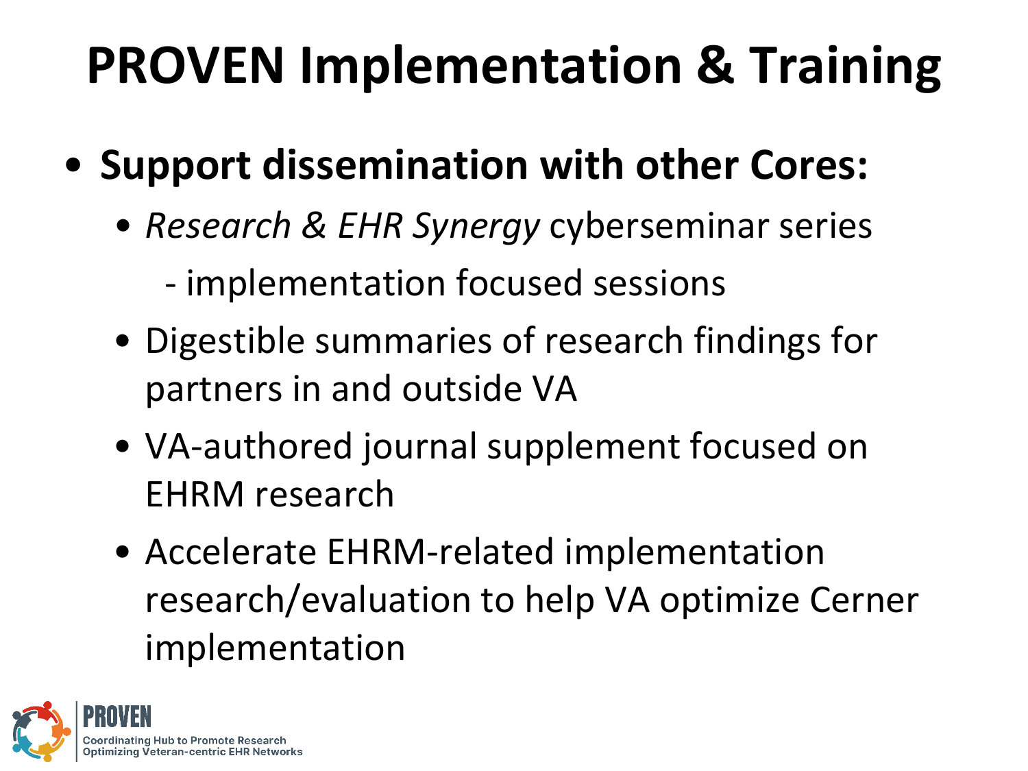# PROVEN Implementation & Training

- **Support dissemination with other Cores:**
  - *Research & EHR Synergy* cyberseminar series
    - implementation focused sessions
  - Digestible summaries of research findings for partners in and outside VA
  - VA-authored journal supplement focused on EHRM research
  - Accelerate EHRM-related implementation research/evaluation to help VA optimize Cerner implementation

PROVEN
Coordinating Hub to Promote Research Optimizing Veteran-centric EHR Networks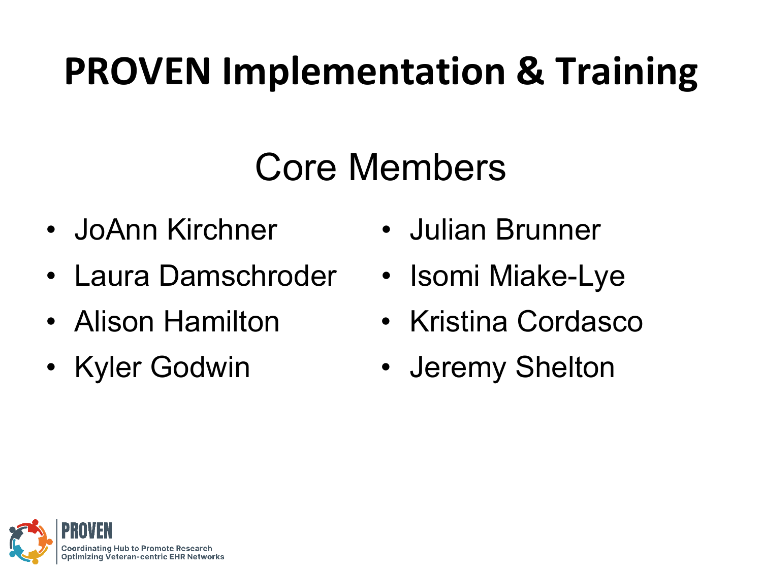# PROVEN Implementation & Training

## Core Members

- JoAnn Kirchner
- Laura Damschroder
- Alison Hamilton
- Kyler Godwin
- Julian Brunner
- Isomi Miake-Lye
- Kristina Cordasco
- Jeremy Shelton

PROVEN
Coordinating Hub to Promote Research Optimizing Veteran-centric EHR Networks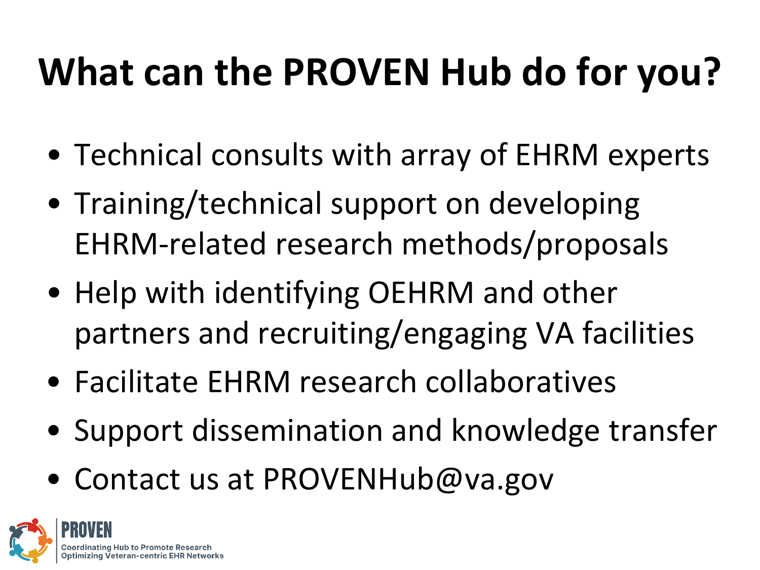# What can the PROVEN Hub do for you?

- Technical consults with array of EHRM experts
- Training/technical support on developing EHRM-related research methods/proposals
- Help with identifying OEHRM and other partners and recruiting/engaging VA facilities
- Facilitate EHRM research collaboratives
- Support dissemination and knowledge transfer
- Contact us at PROVENHub@va.gov

PROVEN
Coordinating Hub to Promote Research Optimizing Veteran-centric EHR Networks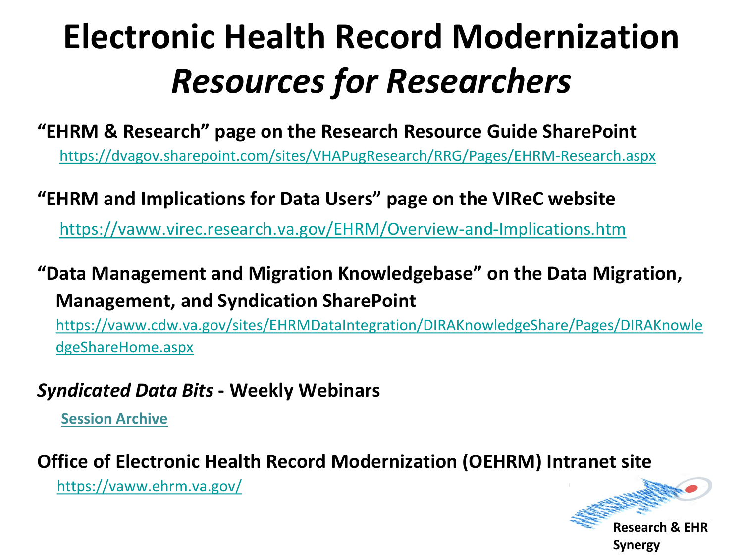# Electronic Health Record Modernization *Resources for Researchers*

**"EHRM & Research" page on the Research Resource Guide SharePoint**

https://dvagov.sharepoint.com/sites/VHAPugResearch/RRG/Pages/EHRM-Research.aspx

**"EHRM and Implications for Data Users" page on the VIReC website**

https://vaww.virec.research.va.gov/EHRM/Overview-and-Implications.htm

**"Data Management and Migration Knowledgebase" on the Data Migration, Management, and Syndication SharePoint**

https://vaww.cdw.va.gov/sites/EHRMDataIntegration/DIRAKnowledgeShare/Pages/DIRAKnowledgeShareHome.aspx

***Syndicated Data Bits*** **- Weekly Webinars**

**Session Archive**

**Office of Electronic Health Record Modernization (OEHRM) Intranet site**

https://vaww.ehrm.va.gov/

Research & EHR Synergy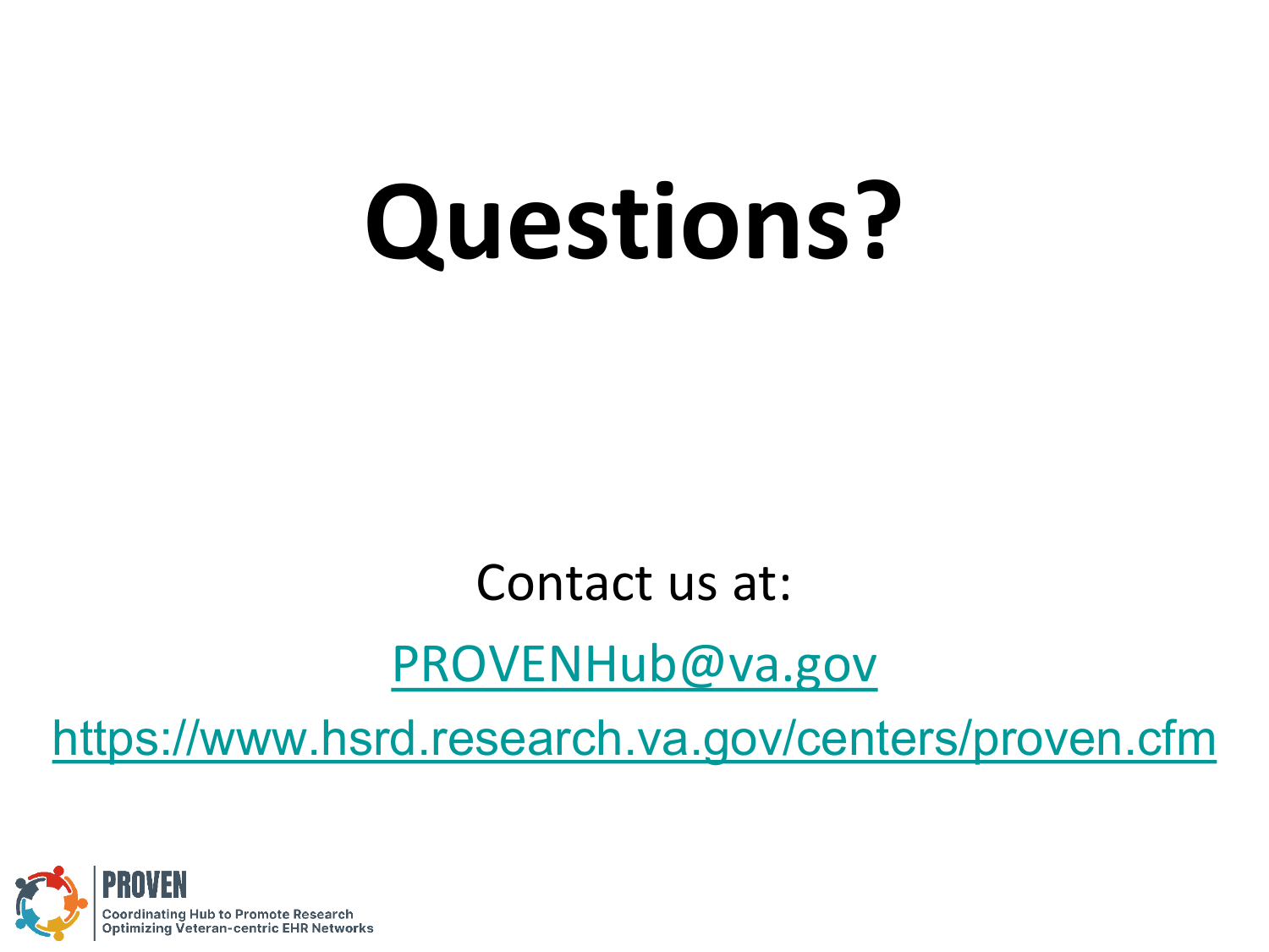# Questions?

Contact us at:

PROVENHub@va.gov

https://www.hsrd.research.va.gov/centers/proven.cfm

PROVEN

Coordinating Hub to Promote Research Optimizing Veteran-centric EHR Networks